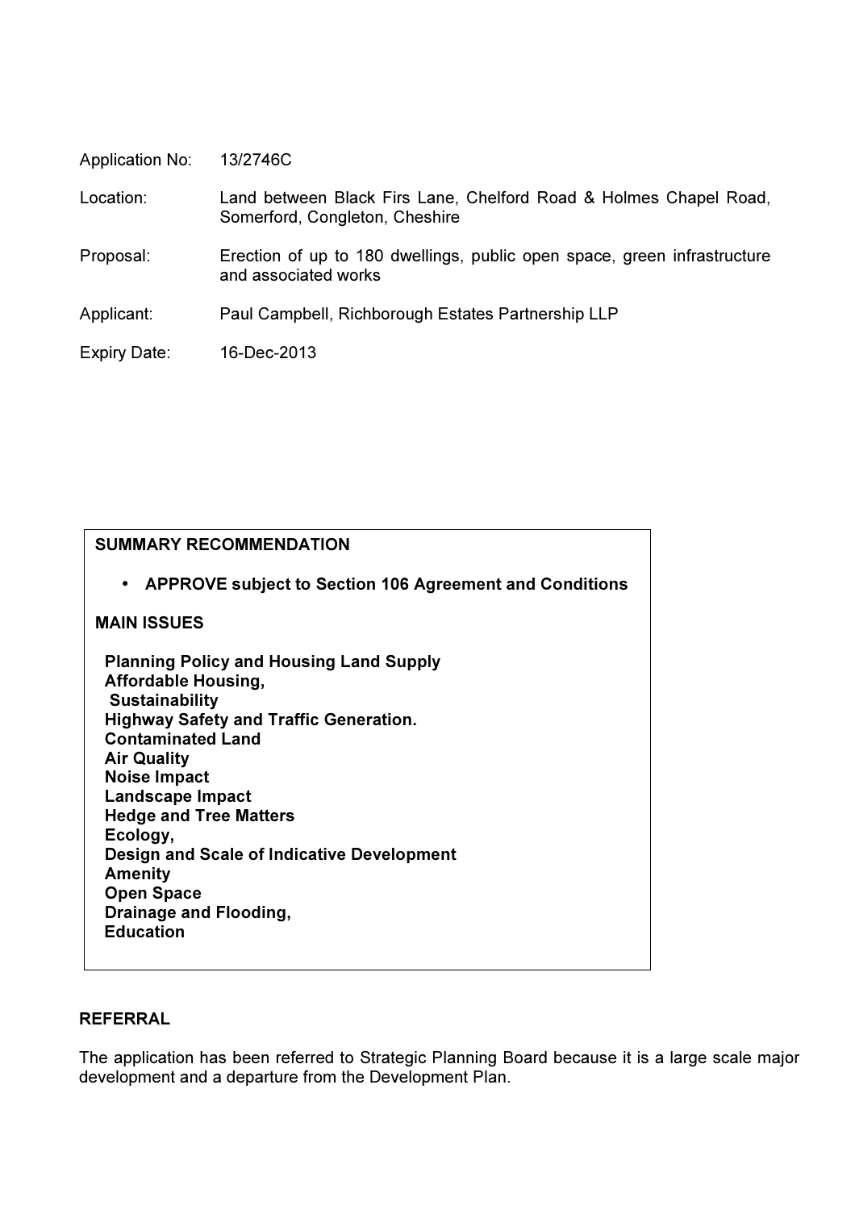| | |
|---|---|
| Application No: | 13/2746C |
| Location: | Land between Black Firs Lane, Chelford Road & Holmes Chapel Road, Somerford, Congleton, Cheshire |
| Proposal: | Erection of up to 180 dwellings, public open space, green infrastructure and associated works |
| Applicant: | Paul Campbell, Richborough Estates Partnership LLP |
| Expiry Date: | 16-Dec-2013 |

**SUMMARY RECOMMENDATION**

- **APPROVE subject to Section 106 Agreement and Conditions**

**MAIN ISSUES**

**Planning Policy and Housing Land Supply**
**Affordable Housing,**
**Sustainability**
**Highway Safety and Traffic Generation.**
**Contaminated Land**
**Air Quality**
**Noise Impact**
**Landscape Impact**
**Hedge and Tree Matters**
**Ecology,**
**Design and Scale of Indicative Development**
**Amenity**
**Open Space**
**Drainage and Flooding,**
**Education**

## REFERRAL

The application has been referred to Strategic Planning Board because it is a large scale major development and a departure from the Development Plan.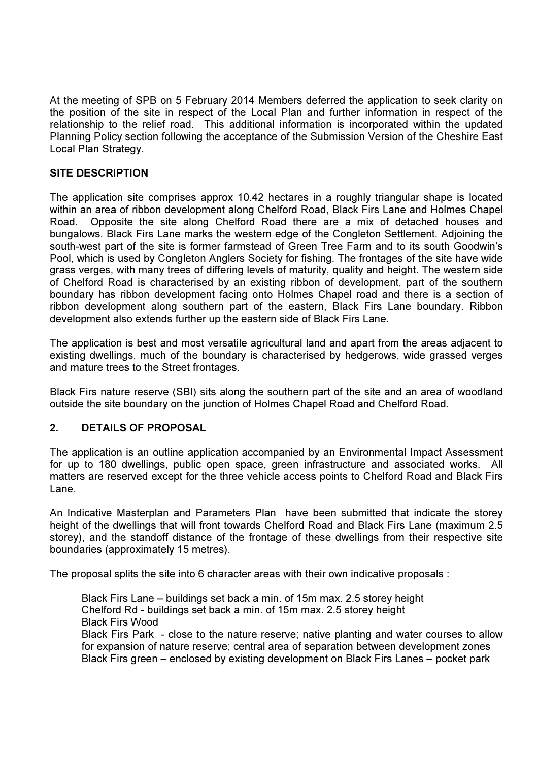At the meeting of SPB on 5 February 2014 Members deferred the application to seek clarity on the position of the site in respect of the Local Plan and further information in respect of the relationship to the relief road. This additional information is incorporated within the updated Planning Policy section following the acceptance of the Submission Version of the Cheshire East Local Plan Strategy.

**SITE DESCRIPTION**

The application site comprises approx 10.42 hectares in a roughly triangular shape is located within an area of ribbon development along Chelford Road, Black Firs Lane and Holmes Chapel Road. Opposite the site along Chelford Road there are a mix of detached houses and bungalows. Black Firs Lane marks the western edge of the Congleton Settlement. Adjoining the south-west part of the site is former farmstead of Green Tree Farm and to its south Goodwin's Pool, which is used by Congleton Anglers Society for fishing. The frontages of the site have wide grass verges, with many trees of differing levels of maturity, quality and height. The western side of Chelford Road is characterised by an existing ribbon of development, part of the southern boundary has ribbon development facing onto Holmes Chapel road and there is a section of ribbon development along southern part of the eastern, Black Firs Lane boundary. Ribbon development also extends further up the eastern side of Black Firs Lane.

The application is best and most versatile agricultural land and apart from the areas adjacent to existing dwellings, much of the boundary is characterised by hedgerows, wide grassed verges and mature trees to the Street frontages.

Black Firs nature reserve (SBI) sits along the southern part of the site and an area of woodland outside the site boundary on the junction of Holmes Chapel Road and Chelford Road.

**2. DETAILS OF PROPOSAL**

The application is an outline application accompanied by an Environmental Impact Assessment for up to 180 dwellings, public open space, green infrastructure and associated works. All matters are reserved except for the three vehicle access points to Chelford Road and Black Firs Lane.

An Indicative Masterplan and Parameters Plan have been submitted that indicate the storey height of the dwellings that will front towards Chelford Road and Black Firs Lane (maximum 2.5 storey), and the standoff distance of the frontage of these dwellings from their respective site boundaries (approximately 15 metres).

The proposal splits the site into 6 character areas with their own indicative proposals :

Black Firs Lane – buildings set back a min. of 15m max. 2.5 storey height
Chelford Rd - buildings set back a min. of 15m max. 2.5 storey height
Black Firs Wood
Black Firs Park - close to the nature reserve; native planting and water courses to allow for expansion of nature reserve; central area of separation between development zones
Black Firs green – enclosed by existing development on Black Firs Lanes – pocket park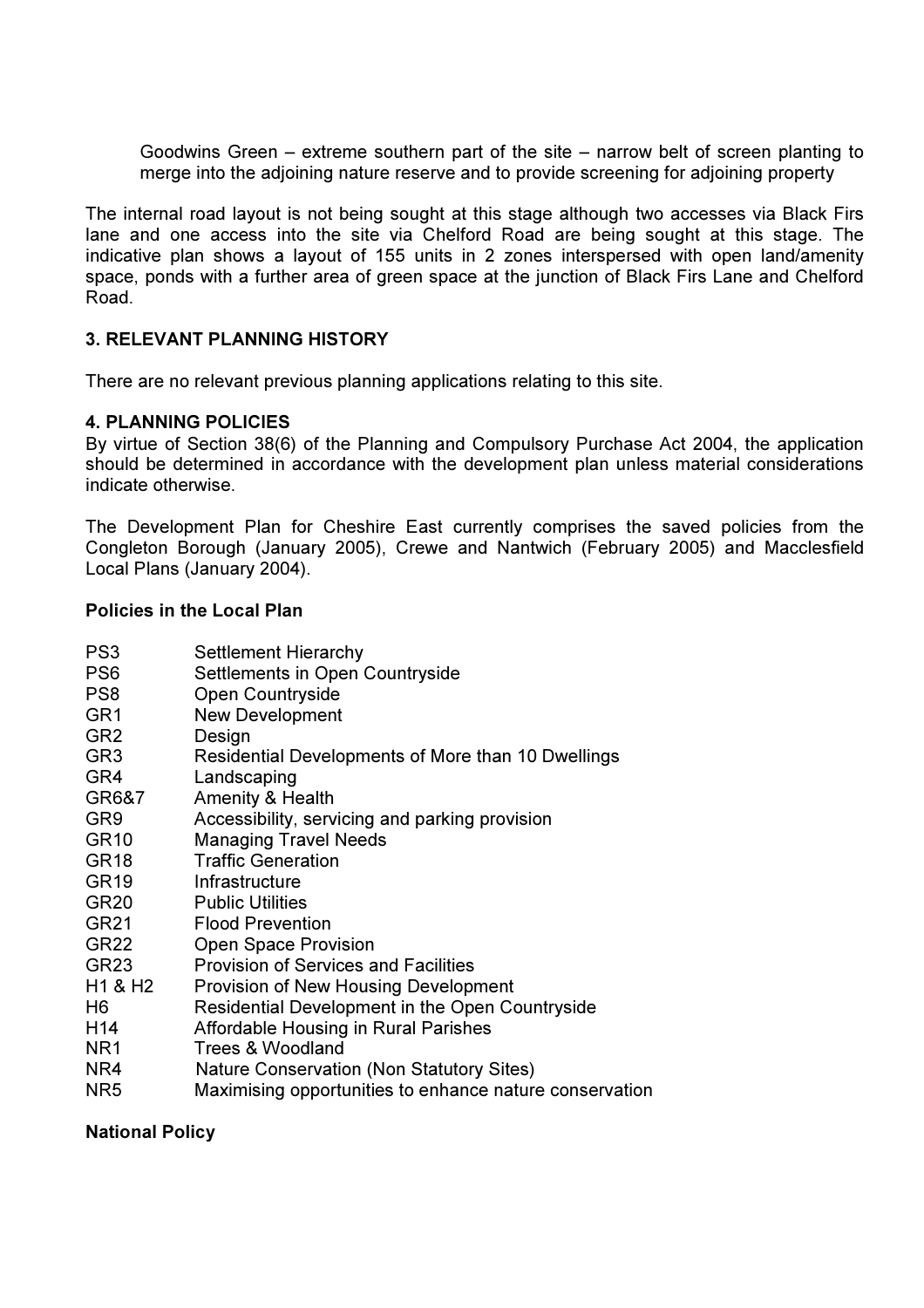Goodwins Green – extreme southern part of the site – narrow belt of screen planting to merge into the adjoining nature reserve and to provide screening for adjoining property

The internal road layout is not being sought at this stage although two accesses via Black Firs lane and one access into the site via Chelford Road are being sought at this stage. The indicative plan shows a layout of 155 units in 2 zones interspersed with open land/amenity space, ponds with a further area of green space at the junction of Black Firs Lane and Chelford Road.

## 3. RELEVANT PLANNING HISTORY

There are no relevant previous planning applications relating to this site.

## 4. PLANNING POLICIES

By virtue of Section 38(6) of the Planning and Compulsory Purchase Act 2004, the application should be determined in accordance with the development plan unless material considerations indicate otherwise.

The Development Plan for Cheshire East currently comprises the saved policies from the Congleton Borough (January 2005), Crewe and Nantwich (February 2005) and Macclesfield Local Plans (January 2004).

**Policies in the Local Plan**

| | |
|---|---|
| PS3 | Settlement Hierarchy |
| PS6 | Settlements in Open Countryside |
| PS8 | Open Countryside |
| GR1 | New Development |
| GR2 | Design |
| GR3 | Residential Developments of More than 10 Dwellings |
| GR4 | Landscaping |
| GR6&7 | Amenity & Health |
| GR9 | Accessibility, servicing and parking provision |
| GR10 | Managing Travel Needs |
| GR18 | Traffic Generation |
| GR19 | Infrastructure |
| GR20 | Public Utilities |
| GR21 | Flood Prevention |
| GR22 | Open Space Provision |
| GR23 | Provision of Services and Facilities |
| H1 & H2 | Provision of New Housing Development |
| H6 | Residential Development in the Open Countryside |
| H14 | Affordable Housing in Rural Parishes |
| NR1 | Trees & Woodland |
| NR4 | Nature Conservation (Non Statutory Sites) |
| NR5 | Maximising opportunities to enhance nature conservation |

**National Policy**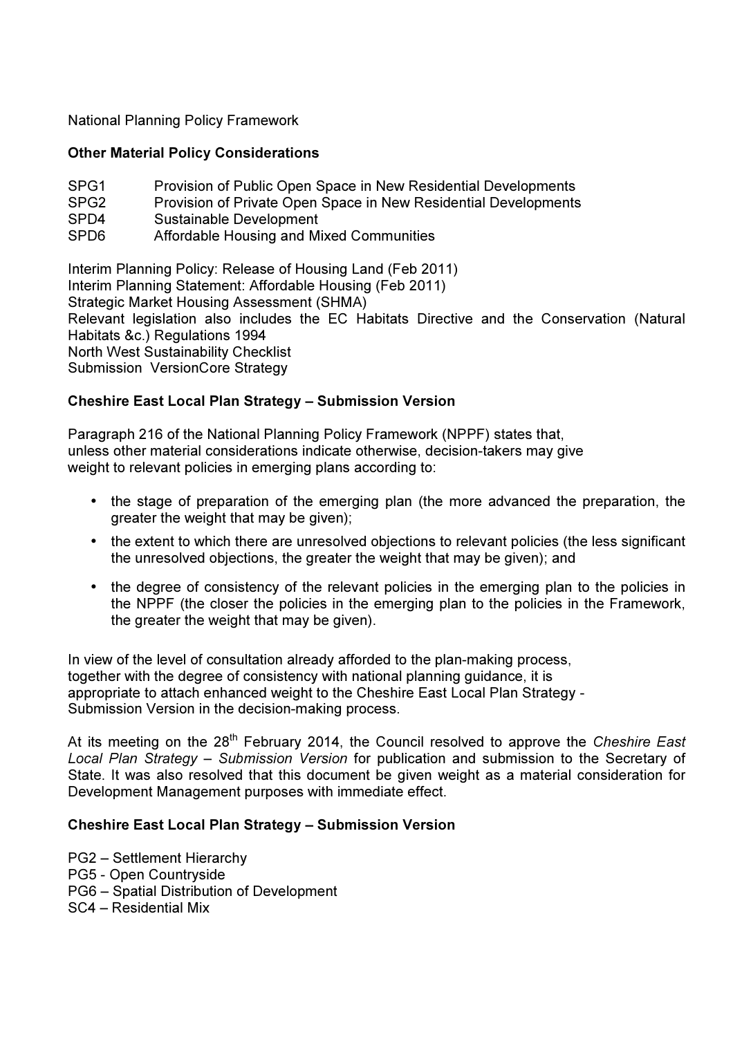National Planning Policy Framework

**Other Material Policy Considerations**

SPG1 Provision of Public Open Space in New Residential Developments
SPG2 Provision of Private Open Space in New Residential Developments
SPD4 Sustainable Development
SPD6 Affordable Housing and Mixed Communities

Interim Planning Policy: Release of Housing Land (Feb 2011)
Interim Planning Statement: Affordable Housing (Feb 2011)
Strategic Market Housing Assessment (SHMA)
Relevant legislation also includes the EC Habitats Directive and the Conservation (Natural Habitats &c.) Regulations 1994
North West Sustainability Checklist
Submission VersionCore Strategy

**Cheshire East Local Plan Strategy – Submission Version**

Paragraph 216 of the National Planning Policy Framework (NPPF) states that, unless other material considerations indicate otherwise, decision-takers may give weight to relevant policies in emerging plans according to:

- the stage of preparation of the emerging plan (the more advanced the preparation, the greater the weight that may be given);
- the extent to which there are unresolved objections to relevant policies (the less significant the unresolved objections, the greater the weight that may be given); and
- the degree of consistency of the relevant policies in the emerging plan to the policies in the NPPF (the closer the policies in the emerging plan to the policies in the Framework, the greater the weight that may be given).

In view of the level of consultation already afforded to the plan-making process, together with the degree of consistency with national planning guidance, it is appropriate to attach enhanced weight to the Cheshire East Local Plan Strategy - Submission Version in the decision-making process.

At its meeting on the 28th February 2014, the Council resolved to approve the *Cheshire East Local Plan Strategy – Submission Version* for publication and submission to the Secretary of State. It was also resolved that this document be given weight as a material consideration for Development Management purposes with immediate effect.

**Cheshire East Local Plan Strategy – Submission Version**

PG2 – Settlement Hierarchy
PG5 - Open Countryside
PG6 – Spatial Distribution of Development
SC4 – Residential Mix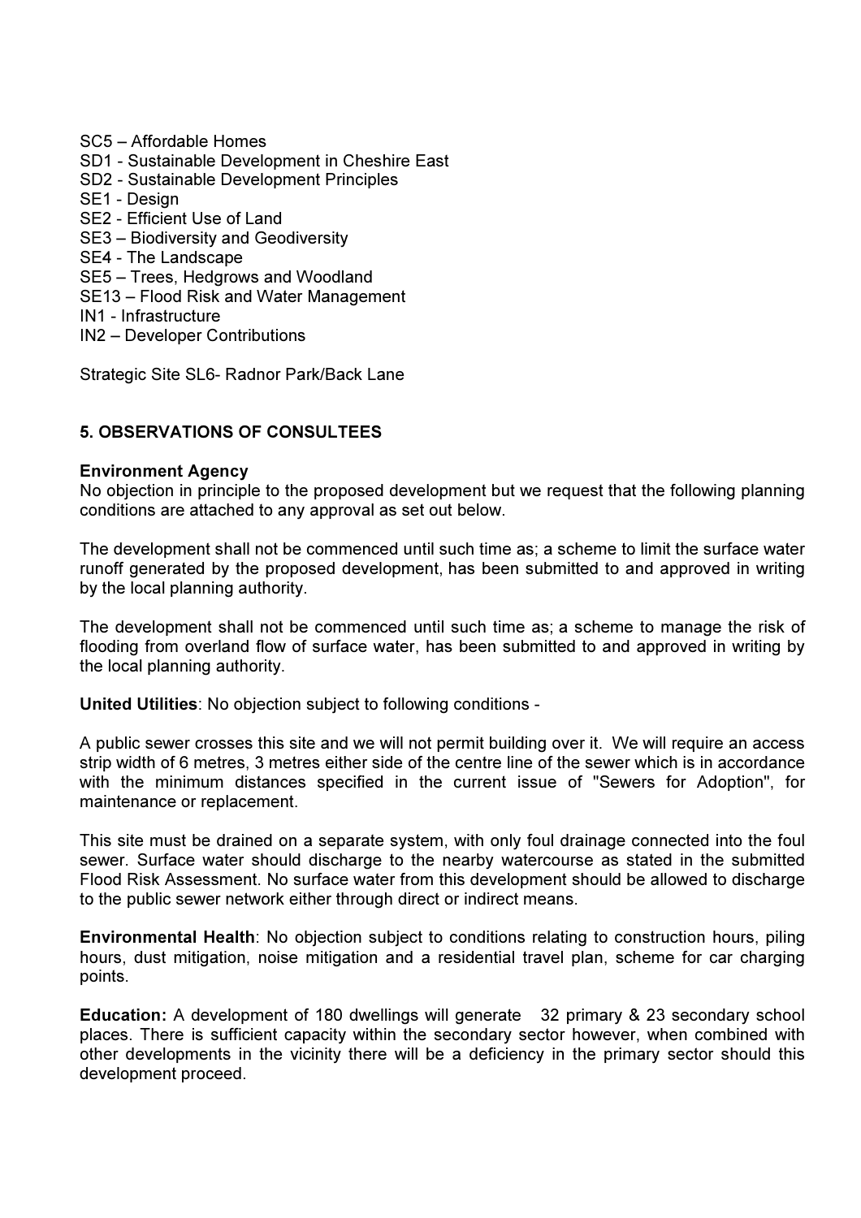SC5 – Affordable Homes
SD1 - Sustainable Development in Cheshire East
SD2 - Sustainable Development Principles
SE1 - Design
SE2 - Efficient Use of Land
SE3 – Biodiversity and Geodiversity
SE4 - The Landscape
SE5 – Trees, Hedgrows and Woodland
SE13 – Flood Risk and Water Management
IN1 - Infrastructure
IN2 – Developer Contributions

Strategic Site SL6- Radnor Park/Back Lane

## 5. OBSERVATIONS OF CONSULTEES

**Environment Agency**
No objection in principle to the proposed development but we request that the following planning conditions are attached to any approval as set out below.

The development shall not be commenced until such time as; a scheme to limit the surface water runoff generated by the proposed development, has been submitted to and approved in writing by the local planning authority.

The development shall not be commenced until such time as; a scheme to manage the risk of flooding from overland flow of surface water, has been submitted to and approved in writing by the local planning authority.

**United Utilities**: No objection subject to following conditions -

A public sewer crosses this site and we will not permit building over it. We will require an access strip width of 6 metres, 3 metres either side of the centre line of the sewer which is in accordance with the minimum distances specified in the current issue of "Sewers for Adoption", for maintenance or replacement.

This site must be drained on a separate system, with only foul drainage connected into the foul sewer. Surface water should discharge to the nearby watercourse as stated in the submitted Flood Risk Assessment. No surface water from this development should be allowed to discharge to the public sewer network either through direct or indirect means.

**Environmental Health**: No objection subject to conditions relating to construction hours, piling hours, dust mitigation, noise mitigation and a residential travel plan, scheme for car charging points.

**Education:** A development of 180 dwellings will generate 32 primary & 23 secondary school places. There is sufficient capacity within the secondary sector however, when combined with other developments in the vicinity there will be a deficiency in the primary sector should this development proceed.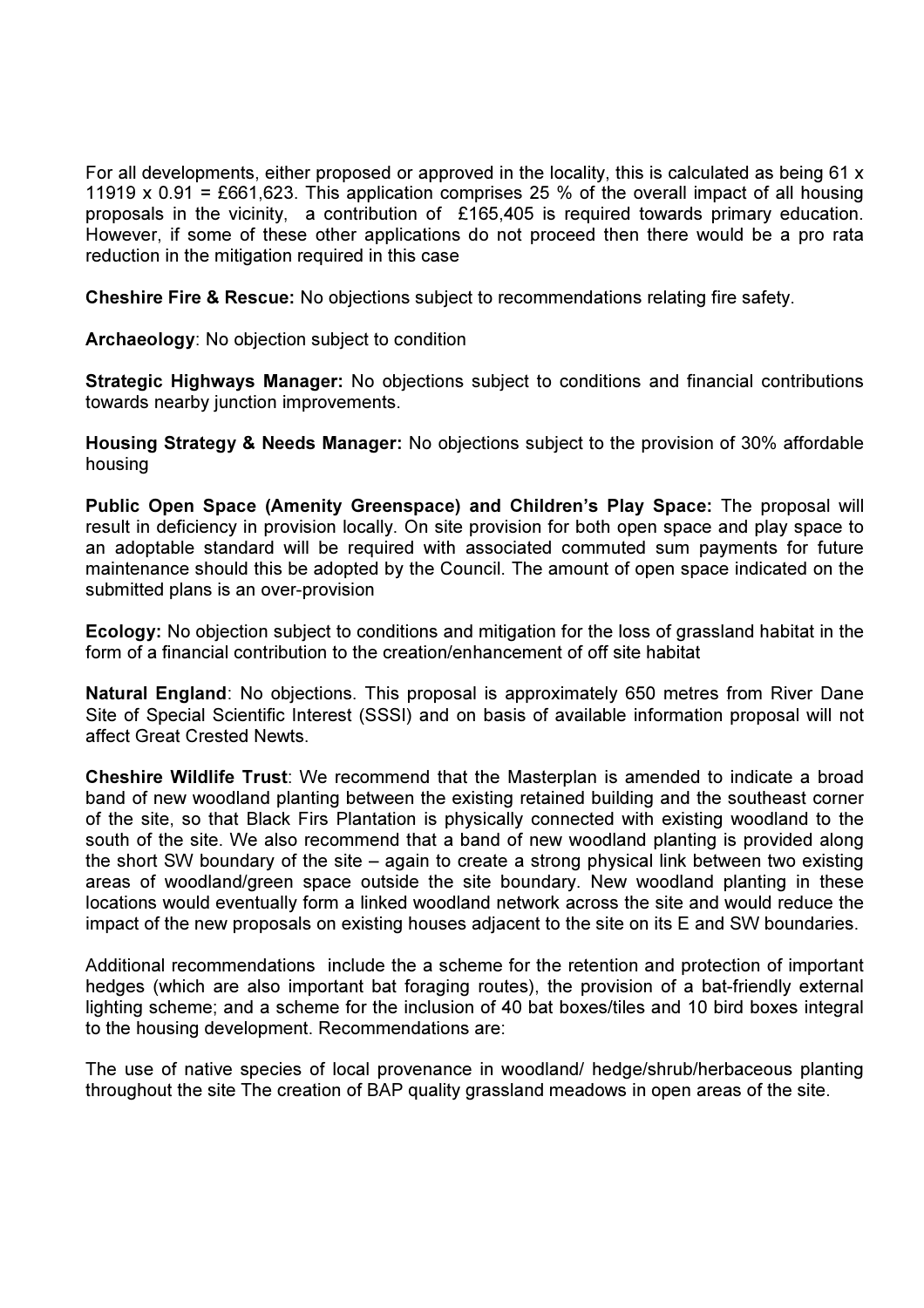For all developments, either proposed or approved in the locality, this is calculated as being 61 x 11919 x 0.91 = £661,623. This application comprises 25 % of the overall impact of all housing proposals in the vicinity, a contribution of £165,405 is required towards primary education. However, if some of these other applications do not proceed then there would be a pro rata reduction in the mitigation required in this case

**Cheshire Fire & Rescue:** No objections subject to recommendations relating fire safety.

**Archaeology**: No objection subject to condition

**Strategic Highways Manager:** No objections subject to conditions and financial contributions towards nearby junction improvements.

**Housing Strategy & Needs Manager:** No objections subject to the provision of 30% affordable housing

**Public Open Space (Amenity Greenspace) and Children's Play Space:** The proposal will result in deficiency in provision locally. On site provision for both open space and play space to an adoptable standard will be required with associated commuted sum payments for future maintenance should this be adopted by the Council. The amount of open space indicated on the submitted plans is an over-provision

**Ecology:** No objection subject to conditions and mitigation for the loss of grassland habitat in the form of a financial contribution to the creation/enhancement of off site habitat

**Natural England**: No objections. This proposal is approximately 650 metres from River Dane Site of Special Scientific Interest (SSSI) and on basis of available information proposal will not affect Great Crested Newts.

**Cheshire Wildlife Trust**: We recommend that the Masterplan is amended to indicate a broad band of new woodland planting between the existing retained building and the southeast corner of the site, so that Black Firs Plantation is physically connected with existing woodland to the south of the site. We also recommend that a band of new woodland planting is provided along the short SW boundary of the site – again to create a strong physical link between two existing areas of woodland/green space outside the site boundary. New woodland planting in these locations would eventually form a linked woodland network across the site and would reduce the impact of the new proposals on existing houses adjacent to the site on its E and SW boundaries.

Additional recommendations include the a scheme for the retention and protection of important hedges (which are also important bat foraging routes), the provision of a bat-friendly external lighting scheme; and a scheme for the inclusion of 40 bat boxes/tiles and 10 bird boxes integral to the housing development. Recommendations are:

The use of native species of local provenance in woodland/ hedge/shrub/herbaceous planting throughout the site The creation of BAP quality grassland meadows in open areas of the site.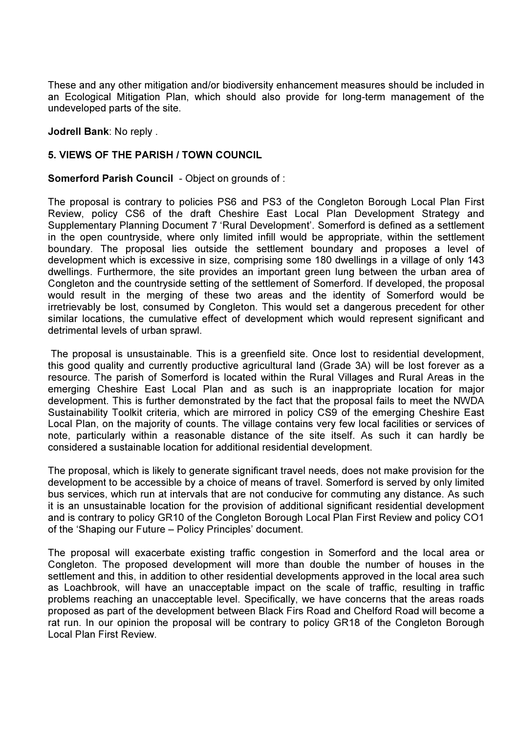These and any other mitigation and/or biodiversity enhancement measures should be included in an Ecological Mitigation Plan, which should also provide for long-term management of the undeveloped parts of the site.

**Jodrell Bank**: No reply .

## 5. VIEWS OF THE PARISH / TOWN COUNCIL

**Somerford Parish Council** - Object on grounds of :

The proposal is contrary to policies PS6 and PS3 of the Congleton Borough Local Plan First Review, policy CS6 of the draft Cheshire East Local Plan Development Strategy and Supplementary Planning Document 7 'Rural Development'. Somerford is defined as a settlement in the open countryside, where only limited infill would be appropriate, within the settlement boundary. The proposal lies outside the settlement boundary and proposes a level of development which is excessive in size, comprising some 180 dwellings in a village of only 143 dwellings. Furthermore, the site provides an important green lung between the urban area of Congleton and the countryside setting of the settlement of Somerford. If developed, the proposal would result in the merging of these two areas and the identity of Somerford would be irretrievably be lost, consumed by Congleton. This would set a dangerous precedent for other similar locations, the cumulative effect of development which would represent significant and detrimental levels of urban sprawl.

The proposal is unsustainable. This is a greenfield site. Once lost to residential development, this good quality and currently productive agricultural land (Grade 3A) will be lost forever as a resource. The parish of Somerford is located within the Rural Villages and Rural Areas in the emerging Cheshire East Local Plan and as such is an inappropriate location for major development. This is further demonstrated by the fact that the proposal fails to meet the NWDA Sustainability Toolkit criteria, which are mirrored in policy CS9 of the emerging Cheshire East Local Plan, on the majority of counts. The village contains very few local facilities or services of note, particularly within a reasonable distance of the site itself. As such it can hardly be considered a sustainable location for additional residential development.

The proposal, which is likely to generate significant travel needs, does not make provision for the development to be accessible by a choice of means of travel. Somerford is served by only limited bus services, which run at intervals that are not conducive for commuting any distance. As such it is an unsustainable location for the provision of additional significant residential development and is contrary to policy GR10 of the Congleton Borough Local Plan First Review and policy CO1 of the 'Shaping our Future – Policy Principles' document.

The proposal will exacerbate existing traffic congestion in Somerford and the local area or Congleton. The proposed development will more than double the number of houses in the settlement and this, in addition to other residential developments approved in the local area such as Loachbrook, will have an unacceptable impact on the scale of traffic, resulting in traffic problems reaching an unacceptable level. Specifically, we have concerns that the areas roads proposed as part of the development between Black Firs Road and Chelford Road will become a rat run. In our opinion the proposal will be contrary to policy GR18 of the Congleton Borough Local Plan First Review.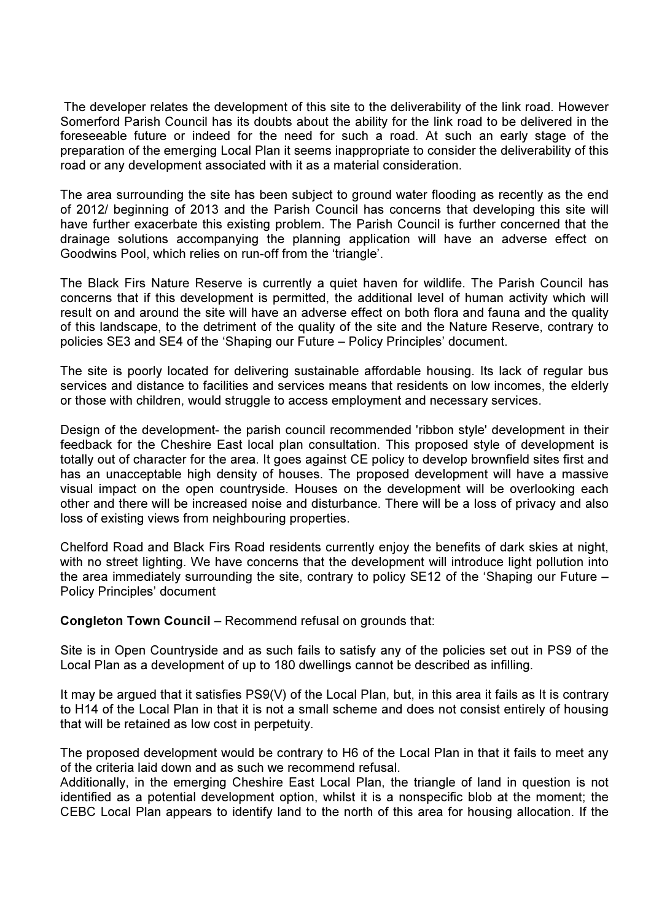The developer relates the development of this site to the deliverability of the link road. However Somerford Parish Council has its doubts about the ability for the link road to be delivered in the foreseeable future or indeed for the need for such a road. At such an early stage of the preparation of the emerging Local Plan it seems inappropriate to consider the deliverability of this road or any development associated with it as a material consideration.

The area surrounding the site has been subject to ground water flooding as recently as the end of 2012/ beginning of 2013 and the Parish Council has concerns that developing this site will have further exacerbate this existing problem. The Parish Council is further concerned that the drainage solutions accompanying the planning application will have an adverse effect on Goodwins Pool, which relies on run-off from the 'triangle'.

The Black Firs Nature Reserve is currently a quiet haven for wildlife. The Parish Council has concerns that if this development is permitted, the additional level of human activity which will result on and around the site will have an adverse effect on both flora and fauna and the quality of this landscape, to the detriment of the quality of the site and the Nature Reserve, contrary to policies SE3 and SE4 of the 'Shaping our Future – Policy Principles' document.

The site is poorly located for delivering sustainable affordable housing. Its lack of regular bus services and distance to facilities and services means that residents on low incomes, the elderly or those with children, would struggle to access employment and necessary services.

Design of the development- the parish council recommended 'ribbon style' development in their feedback for the Cheshire East local plan consultation. This proposed style of development is totally out of character for the area. It goes against CE policy to develop brownfield sites first and has an unacceptable high density of houses. The proposed development will have a massive visual impact on the open countryside. Houses on the development will be overlooking each other and there will be increased noise and disturbance. There will be a loss of privacy and also loss of existing views from neighbouring properties.

Chelford Road and Black Firs Road residents currently enjoy the benefits of dark skies at night, with no street lighting. We have concerns that the development will introduce light pollution into the area immediately surrounding the site, contrary to policy SE12 of the 'Shaping our Future – Policy Principles' document

**Congleton Town Council** – Recommend refusal on grounds that:

Site is in Open Countryside and as such fails to satisfy any of the policies set out in PS9 of the Local Plan as a development of up to 180 dwellings cannot be described as infilling.

It may be argued that it satisfies PS9(V) of the Local Plan, but, in this area it fails as It is contrary to H14 of the Local Plan in that it is not a small scheme and does not consist entirely of housing that will be retained as low cost in perpetuity.

The proposed development would be contrary to H6 of the Local Plan in that it fails to meet any of the criteria laid down and as such we recommend refusal.
Additionally, in the emerging Cheshire East Local Plan, the triangle of land in question is not identified as a potential development option, whilst it is a nonspecific blob at the moment; the CEBC Local Plan appears to identify land to the north of this area for housing allocation. If the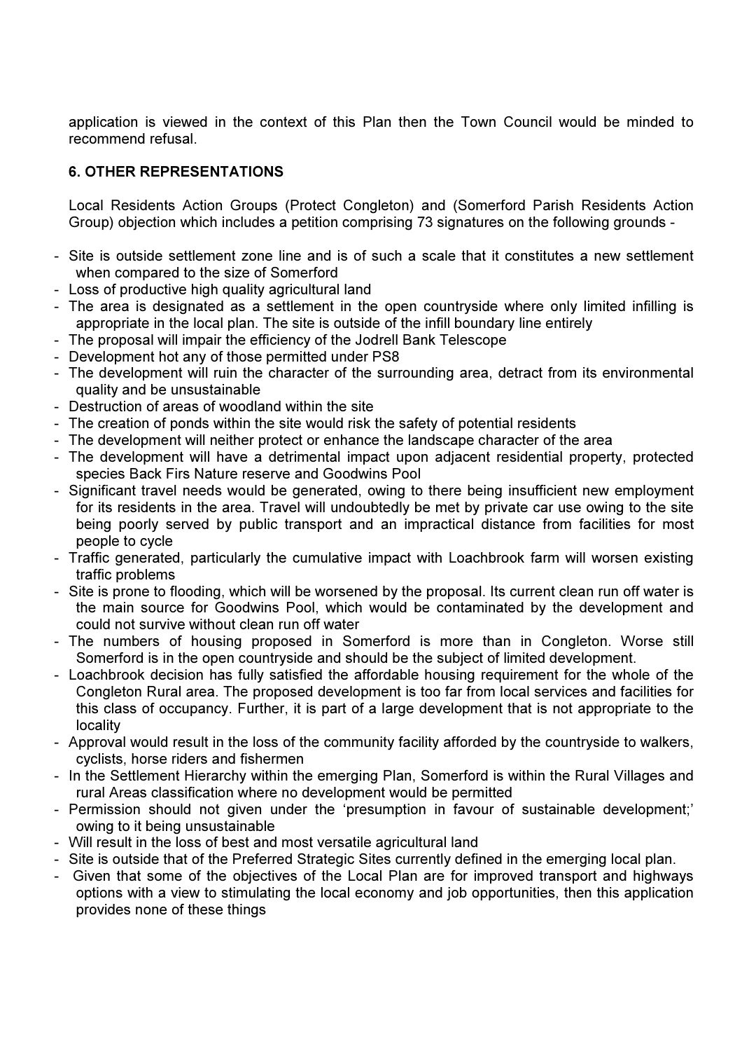application is viewed in the context of this Plan then the Town Council would be minded to recommend refusal.

## 6. OTHER REPRESENTATIONS

Local Residents Action Groups (Protect Congleton) and (Somerford Parish Residents Action Group) objection which includes a petition comprising 73 signatures on the following grounds -

- Site is outside settlement zone line and is of such a scale that it constitutes a new settlement when compared to the size of Somerford
- Loss of productive high quality agricultural land
- The area is designated as a settlement in the open countryside where only limited infilling is appropriate in the local plan. The site is outside of the infill boundary line entirely
- The proposal will impair the efficiency of the Jodrell Bank Telescope
- Development hot any of those permitted under PS8
- The development will ruin the character of the surrounding area, detract from its environmental quality and be unsustainable
- Destruction of areas of woodland within the site
- The creation of ponds within the site would risk the safety of potential residents
- The development will neither protect or enhance the landscape character of the area
- The development will have a detrimental impact upon adjacent residential property, protected species Back Firs Nature reserve and Goodwins Pool
- Significant travel needs would be generated, owing to there being insufficient new employment for its residents in the area. Travel will undoubtedly be met by private car use owing to the site being poorly served by public transport and an impractical distance from facilities for most people to cycle
- Traffic generated, particularly the cumulative impact with Loachbrook farm will worsen existing traffic problems
- Site is prone to flooding, which will be worsened by the proposal. Its current clean run off water is the main source for Goodwins Pool, which would be contaminated by the development and could not survive without clean run off water
- The numbers of housing proposed in Somerford is more than in Congleton. Worse still Somerford is in the open countryside and should be the subject of limited development.
- Loachbrook decision has fully satisfied the affordable housing requirement for the whole of the Congleton Rural area. The proposed development is too far from local services and facilities for this class of occupancy. Further, it is part of a large development that is not appropriate to the locality
- Approval would result in the loss of the community facility afforded by the countryside to walkers, cyclists, horse riders and fishermen
- In the Settlement Hierarchy within the emerging Plan, Somerford is within the Rural Villages and rural Areas classification where no development would be permitted
- Permission should not given under the 'presumption in favour of sustainable development;' owing to it being unsustainable
- Will result in the loss of best and most versatile agricultural land
- Site is outside that of the Preferred Strategic Sites currently defined in the emerging local plan.
- Given that some of the objectives of the Local Plan are for improved transport and highways options with a view to stimulating the local economy and job opportunities, then this application provides none of these things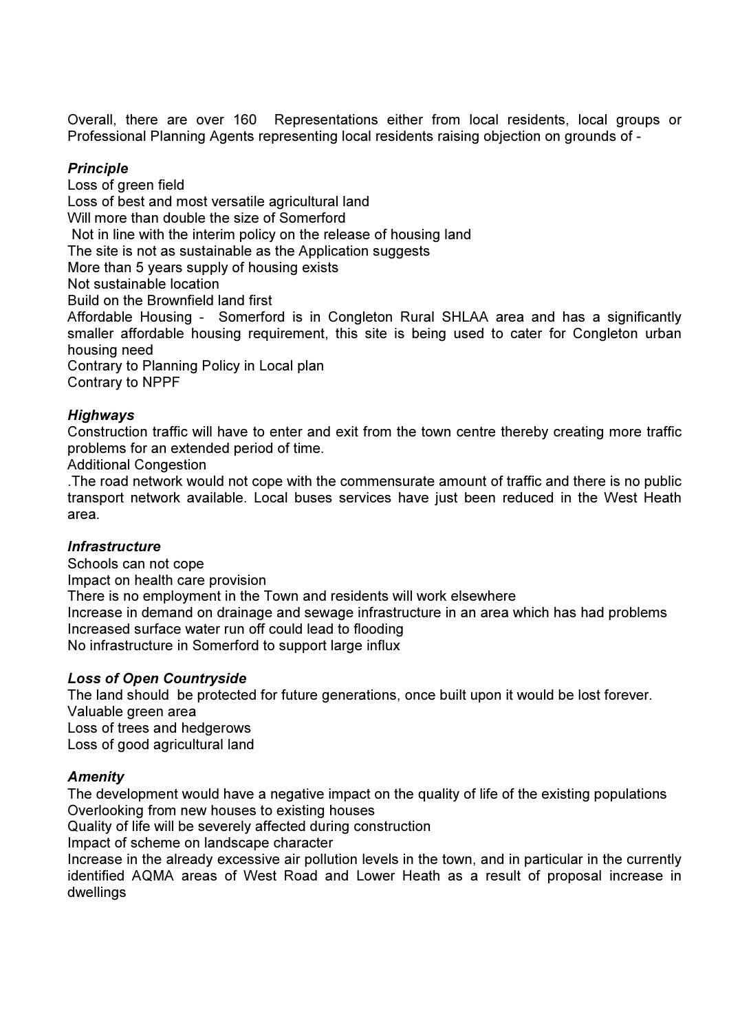Overall, there are over 160 Representations either from local residents, local groups or Professional Planning Agents representing local residents raising objection on grounds of -

***Principle***

Loss of green field
Loss of best and most versatile agricultural land
Will more than double the size of Somerford
Not in line with the interim policy on the release of housing land
The site is not as sustainable as the Application suggests
More than 5 years supply of housing exists
Not sustainable location
Build on the Brownfield land first
Affordable Housing - Somerford is in Congleton Rural SHLAA area and has a significantly smaller affordable housing requirement, this site is being used to cater for Congleton urban housing need
Contrary to Planning Policy in Local plan
Contrary to NPPF

***Highways***

Construction traffic will have to enter and exit from the town centre thereby creating more traffic problems for an extended period of time.
Additional Congestion
.The road network would not cope with the commensurate amount of traffic and there is no public transport network available. Local buses services have just been reduced in the West Heath area.

***Infrastructure***

Schools can not cope
Impact on health care provision
There is no employment in the Town and residents will work elsewhere
Increase in demand on drainage and sewage infrastructure in an area which has had problems
Increased surface water run off could lead to flooding
No infrastructure in Somerford to support large influx

***Loss of Open Countryside***

The land should be protected for future generations, once built upon it would be lost forever.
Valuable green area
Loss of trees and hedgerows
Loss of good agricultural land

***Amenity***

The development would have a negative impact on the quality of life of the existing populations
Overlooking from new houses to existing houses
Quality of life will be severely affected during construction
Impact of scheme on landscape character
Increase in the already excessive air pollution levels in the town, and in particular in the currently identified AQMA areas of West Road and Lower Heath as a result of proposal increase in dwellings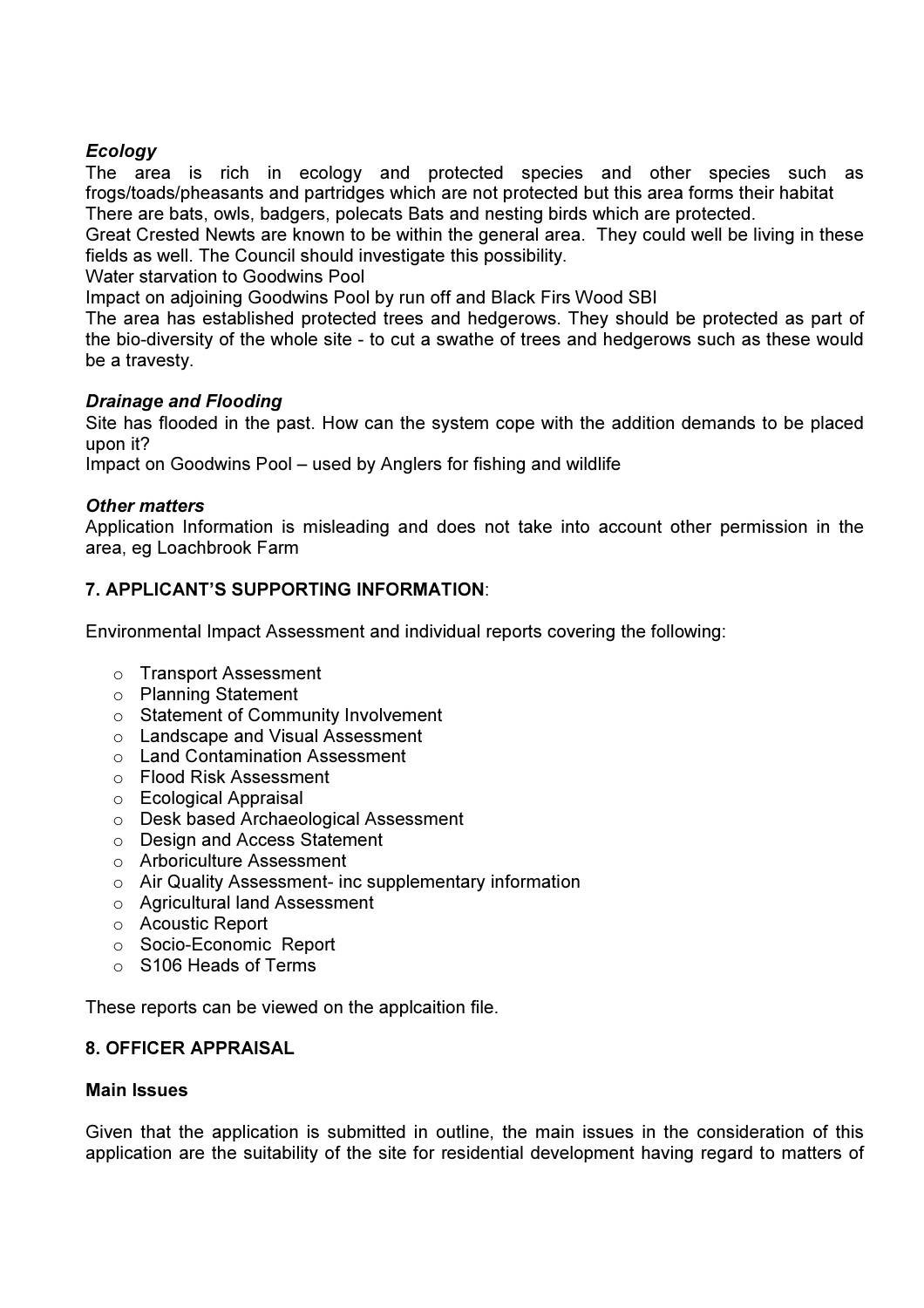*Ecology*

The area is rich in ecology and protected species and other species such as frogs/toads/pheasants and partridges which are not protected but this area forms their habitat

There are bats, owls, badgers, polecats Bats and nesting birds which are protected.

Great Crested Newts are known to be within the general area. They could well be living in these fields as well. The Council should investigate this possibility.

Water starvation to Goodwins Pool

Impact on adjoining Goodwins Pool by run off and Black Firs Wood SBI

The area has established protected trees and hedgerows. They should be protected as part of the bio-diversity of the whole site - to cut a swathe of trees and hedgerows such as these would be a travesty.

*Drainage and Flooding*

Site has flooded in the past. How can the system cope with the addition demands to be placed upon it?

Impact on Goodwins Pool – used by Anglers for fishing and wildlife

*Other matters*

Application Information is misleading and does not take into account other permission in the area, eg Loachbrook Farm

**7. APPLICANT'S SUPPORTING INFORMATION**:

Environmental Impact Assessment and individual reports covering the following:

- Transport Assessment
- Planning Statement
- Statement of Community Involvement
- Landscape and Visual Assessment
- Land Contamination Assessment
- Flood Risk Assessment
- Ecological Appraisal
- Desk based Archaeological Assessment
- Design and Access Statement
- Arboriculture Assessment
- Air Quality Assessment- inc supplementary information
- Agricultural land Assessment
- Acoustic Report
- Socio-Economic Report
- S106 Heads of Terms

These reports can be viewed on the applcaition file.

**8. OFFICER APPRAISAL**

**Main Issues**

Given that the application is submitted in outline, the main issues in the consideration of this application are the suitability of the site for residential development having regard to matters of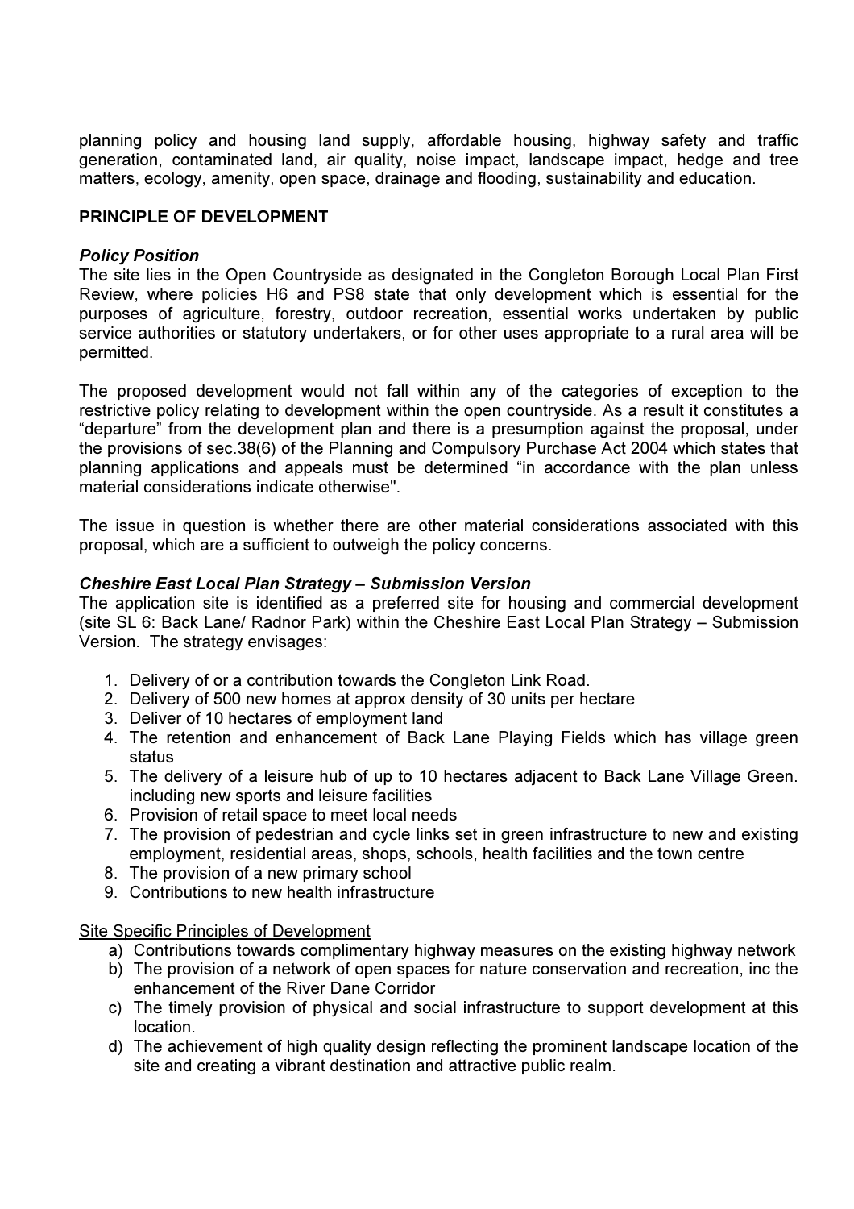planning policy and housing land supply, affordable housing, highway safety and traffic generation, contaminated land, air quality, noise impact, landscape impact, hedge and tree matters, ecology, amenity, open space, drainage and flooding, sustainability and education.

**PRINCIPLE OF DEVELOPMENT**

***Policy Position***

The site lies in the Open Countryside as designated in the Congleton Borough Local Plan First Review, where policies H6 and PS8 state that only development which is essential for the purposes of agriculture, forestry, outdoor recreation, essential works undertaken by public service authorities or statutory undertakers, or for other uses appropriate to a rural area will be permitted.

The proposed development would not fall within any of the categories of exception to the restrictive policy relating to development within the open countryside. As a result it constitutes a "departure" from the development plan and there is a presumption against the proposal, under the provisions of sec.38(6) of the Planning and Compulsory Purchase Act 2004 which states that planning applications and appeals must be determined "in accordance with the plan unless material considerations indicate otherwise".

The issue in question is whether there are other material considerations associated with this proposal, which are a sufficient to outweigh the policy concerns.

***Cheshire East Local Plan Strategy – Submission Version***

The application site is identified as a preferred site for housing and commercial development (site SL 6: Back Lane/ Radnor Park) within the Cheshire East Local Plan Strategy – Submission Version. The strategy envisages:

1. Delivery of or a contribution towards the Congleton Link Road.
2. Delivery of 500 new homes at approx density of 30 units per hectare
3. Deliver of 10 hectares of employment land
4. The retention and enhancement of Back Lane Playing Fields which has village green status
5. The delivery of a leisure hub of up to 10 hectares adjacent to Back Lane Village Green. including new sports and leisure facilities
6. Provision of retail space to meet local needs
7. The provision of pedestrian and cycle links set in green infrastructure to new and existing employment, residential areas, shops, schools, health facilities and the town centre
8. The provision of a new primary school
9. Contributions to new health infrastructure

Site Specific Principles of Development

a) Contributions towards complimentary highway measures on the existing highway network
b) The provision of a network of open spaces for nature conservation and recreation, inc the enhancement of the River Dane Corridor
c) The timely provision of physical and social infrastructure to support development at this location.
d) The achievement of high quality design reflecting the prominent landscape location of the site and creating a vibrant destination and attractive public realm.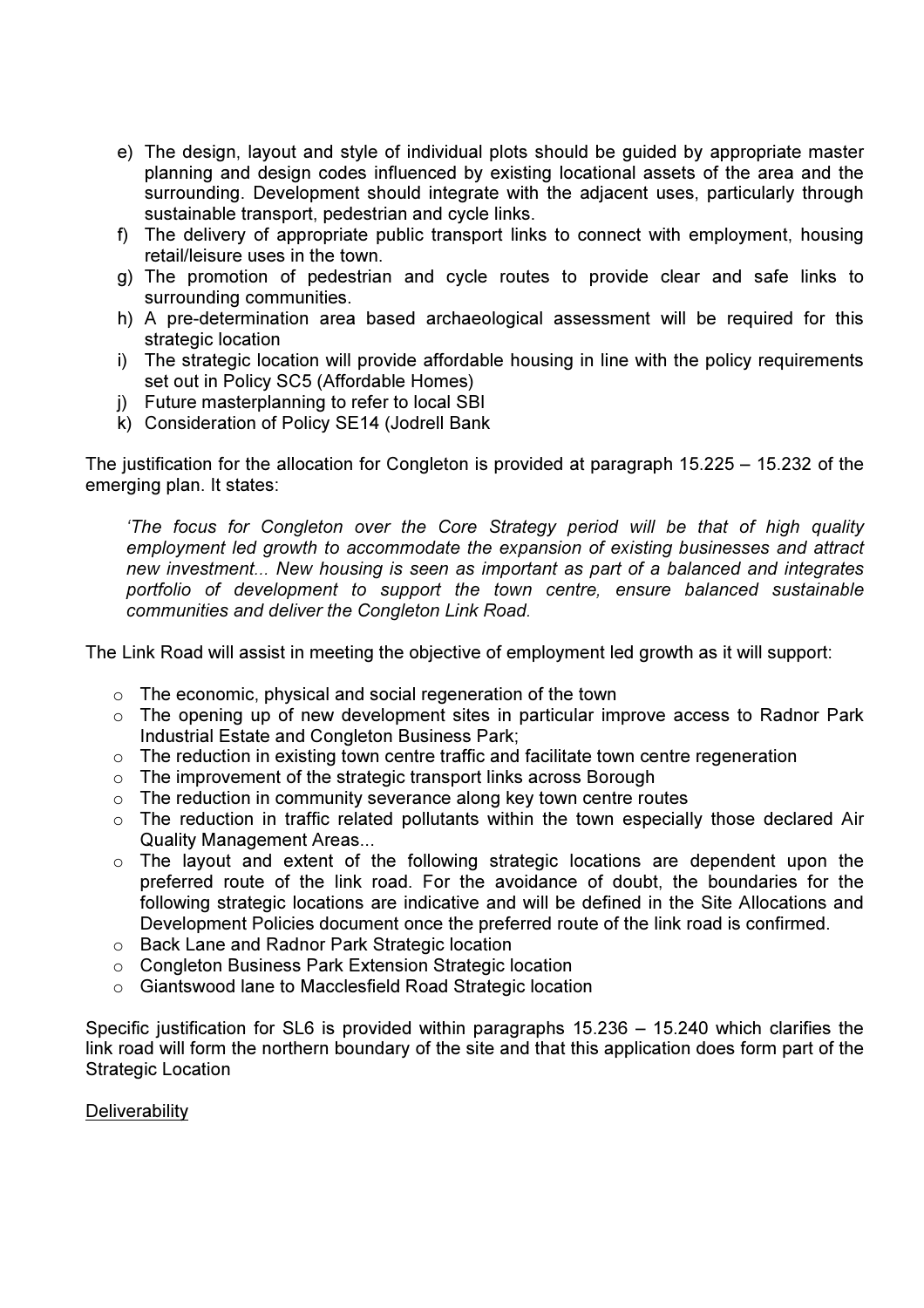e) The design, layout and style of individual plots should be guided by appropriate master planning and design codes influenced by existing locational assets of the area and the surrounding. Development should integrate with the adjacent uses, particularly through sustainable transport, pedestrian and cycle links.
f) The delivery of appropriate public transport links to connect with employment, housing retail/leisure uses in the town.
g) The promotion of pedestrian and cycle routes to provide clear and safe links to surrounding communities.
h) A pre-determination area based archaeological assessment will be required for this strategic location
i) The strategic location will provide affordable housing in line with the policy requirements set out in Policy SC5 (Affordable Homes)
j) Future masterplanning to refer to local SBI
k) Consideration of Policy SE14 (Jodrell Bank

The justification for the allocation for Congleton is provided at paragraph 15.225 – 15.232 of the emerging plan. It states:

> *'The focus for Congleton over the Core Strategy period will be that of high quality employment led growth to accommodate the expansion of existing businesses and attract new investment... New housing is seen as important as part of a balanced and integrates portfolio of development to support the town centre, ensure balanced sustainable communities and deliver the Congleton Link Road.*

The Link Road will assist in meeting the objective of employment led growth as it will support:

- The economic, physical and social regeneration of the town
- The opening up of new development sites in particular improve access to Radnor Park Industrial Estate and Congleton Business Park;
- The reduction in existing town centre traffic and facilitate town centre regeneration
- The improvement of the strategic transport links across Borough
- The reduction in community severance along key town centre routes
- The reduction in traffic related pollutants within the town especially those declared Air Quality Management Areas...
- The layout and extent of the following strategic locations are dependent upon the preferred route of the link road. For the avoidance of doubt, the boundaries for the following strategic locations are indicative and will be defined in the Site Allocations and Development Policies document once the preferred route of the link road is confirmed.
- Back Lane and Radnor Park Strategic location
- Congleton Business Park Extension Strategic location
- Giantswood lane to Macclesfield Road Strategic location

Specific justification for SL6 is provided within paragraphs 15.236 – 15.240 which clarifies the link road will form the northern boundary of the site and that this application does form part of the Strategic Location

<u>Deliverability</u>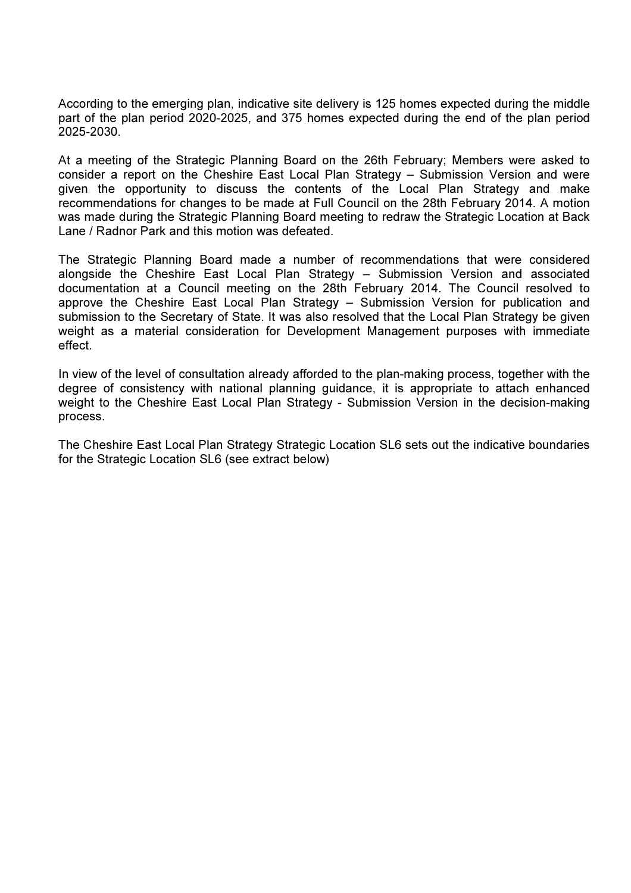According to the emerging plan, indicative site delivery is 125 homes expected during the middle part of the plan period 2020-2025, and 375 homes expected during the end of the plan period 2025-2030.

At a meeting of the Strategic Planning Board on the 26th February; Members were asked to consider a report on the Cheshire East Local Plan Strategy – Submission Version and were given the opportunity to discuss the contents of the Local Plan Strategy and make recommendations for changes to be made at Full Council on the 28th February 2014. A motion was made during the Strategic Planning Board meeting to redraw the Strategic Location at Back Lane / Radnor Park and this motion was defeated.

The Strategic Planning Board made a number of recommendations that were considered alongside the Cheshire East Local Plan Strategy – Submission Version and associated documentation at a Council meeting on the 28th February 2014. The Council resolved to approve the Cheshire East Local Plan Strategy – Submission Version for publication and submission to the Secretary of State. It was also resolved that the Local Plan Strategy be given weight as a material consideration for Development Management purposes with immediate effect.

In view of the level of consultation already afforded to the plan-making process, together with the degree of consistency with national planning guidance, it is appropriate to attach enhanced weight to the Cheshire East Local Plan Strategy - Submission Version in the decision-making process.

The Cheshire East Local Plan Strategy Strategic Location SL6 sets out the indicative boundaries for the Strategic Location SL6 (see extract below)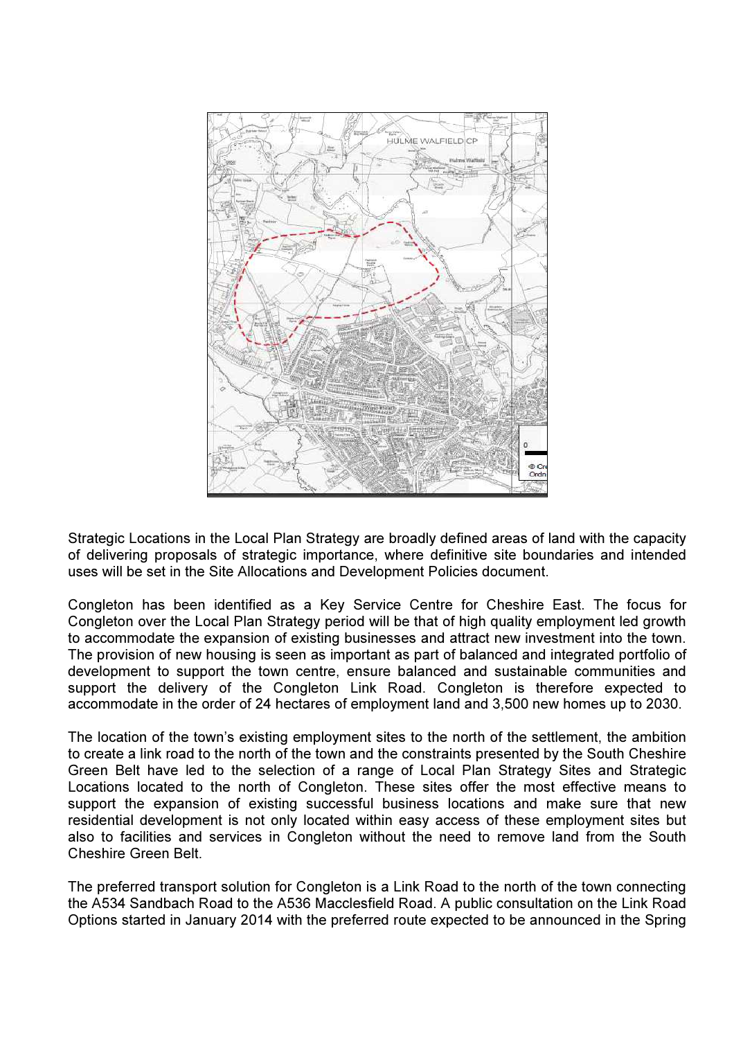Strategic Locations in the Local Plan Strategy are broadly defined areas of land with the capacity of delivering proposals of strategic importance, where definitive site boundaries and intended uses will be set in the Site Allocations and Development Policies document.

Congleton has been identified as a Key Service Centre for Cheshire East. The focus for Congleton over the Local Plan Strategy period will be that of high quality employment led growth to accommodate the expansion of existing businesses and attract new investment into the town. The provision of new housing is seen as important as part of balanced and integrated portfolio of development to support the town centre, ensure balanced and sustainable communities and support the delivery of the Congleton Link Road. Congleton is therefore expected to accommodate in the order of 24 hectares of employment land and 3,500 new homes up to 2030.

The location of the town's existing employment sites to the north of the settlement, the ambition to create a link road to the north of the town and the constraints presented by the South Cheshire Green Belt have led to the selection of a range of Local Plan Strategy Sites and Strategic Locations located to the north of Congleton. These sites offer the most effective means to support the expansion of existing successful business locations and make sure that new residential development is not only located within easy access of these employment sites but also to facilities and services in Congleton without the need to remove land from the South Cheshire Green Belt.

The preferred transport solution for Congleton is a Link Road to the north of the town connecting the A534 Sandbach Road to the A536 Macclesfield Road. A public consultation on the Link Road Options started in January 2014 with the preferred route expected to be announced in the Spring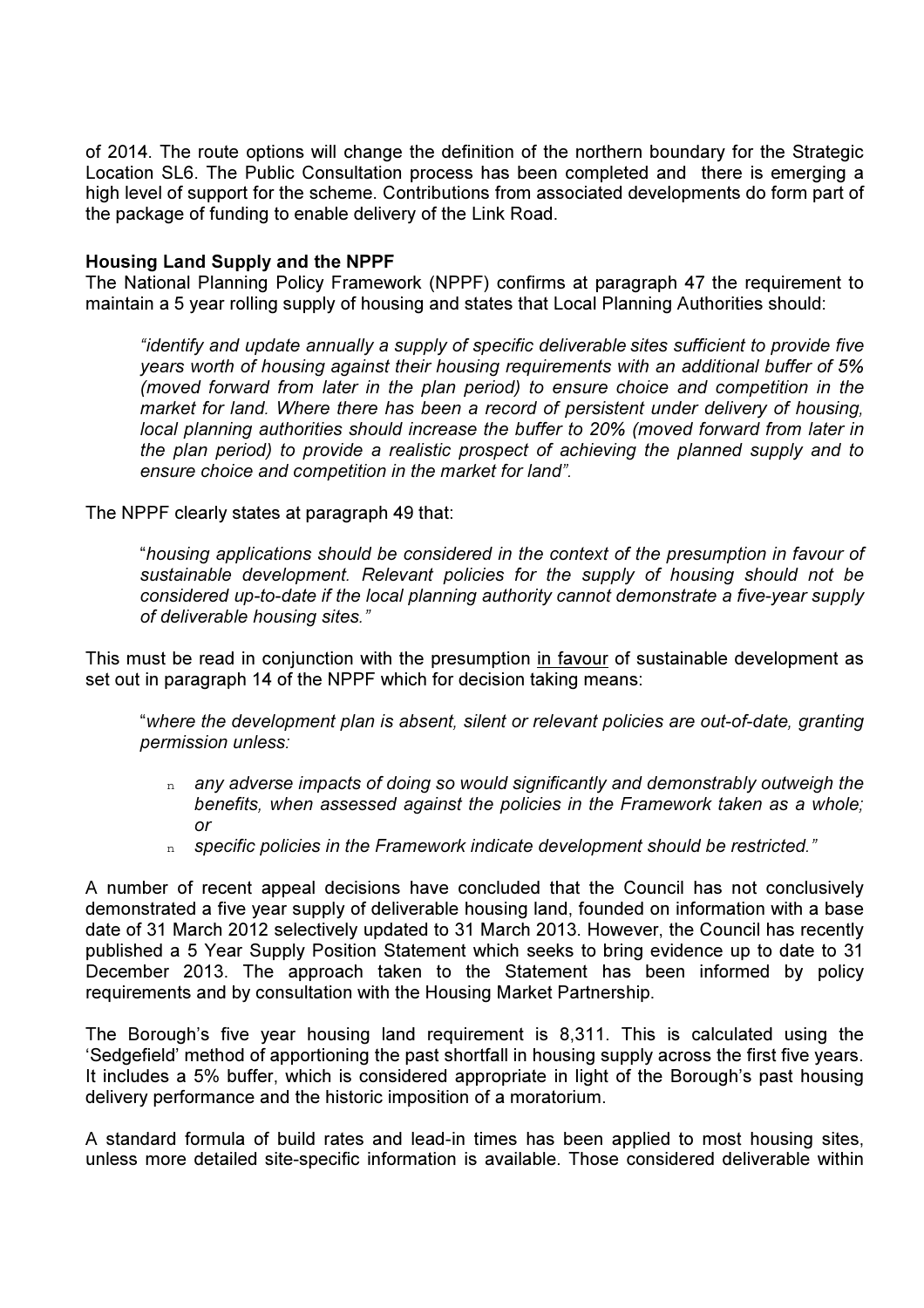of 2014. The route options will change the definition of the northern boundary for the Strategic Location SL6. The Public Consultation process has been completed and there is emerging a high level of support for the scheme. Contributions from associated developments do form part of the package of funding to enable delivery of the Link Road.

**Housing Land Supply and the NPPF**

The National Planning Policy Framework (NPPF) confirms at paragraph 47 the requirement to maintain a 5 year rolling supply of housing and states that Local Planning Authorities should:

> *"identify and update annually a supply of specific deliverable sites sufficient to provide five years worth of housing against their housing requirements with an additional buffer of 5% (moved forward from later in the plan period) to ensure choice and competition in the market for land. Where there has been a record of persistent under delivery of housing, local planning authorities should increase the buffer to 20% (moved forward from later in the plan period) to provide a realistic prospect of achieving the planned supply and to ensure choice and competition in the market for land".*

The NPPF clearly states at paragraph 49 that:

> "*housing applications should be considered in the context of the presumption in favour of sustainable development. Relevant policies for the supply of housing should not be considered up-to-date if the local planning authority cannot demonstrate a five-year supply of deliverable housing sites."*

This must be read in conjunction with the presumption <u>in favour</u> of sustainable development as set out in paragraph 14 of the NPPF which for decision taking means:

> "*where the development plan is absent, silent or relevant policies are out-of-date, granting permission unless:*
>
> - *any adverse impacts of doing so would significantly and demonstrably outweigh the benefits, when assessed against the policies in the Framework taken as a whole; or*
> - *specific policies in the Framework indicate development should be restricted."*

A number of recent appeal decisions have concluded that the Council has not conclusively demonstrated a five year supply of deliverable housing land, founded on information with a base date of 31 March 2012 selectively updated to 31 March 2013. However, the Council has recently published a 5 Year Supply Position Statement which seeks to bring evidence up to date to 31 December 2013. The approach taken to the Statement has been informed by policy requirements and by consultation with the Housing Market Partnership.

The Borough's five year housing land requirement is 8,311. This is calculated using the 'Sedgefield' method of apportioning the past shortfall in housing supply across the first five years. It includes a 5% buffer, which is considered appropriate in light of the Borough's past housing delivery performance and the historic imposition of a moratorium.

A standard formula of build rates and lead-in times has been applied to most housing sites, unless more detailed site-specific information is available. Those considered deliverable within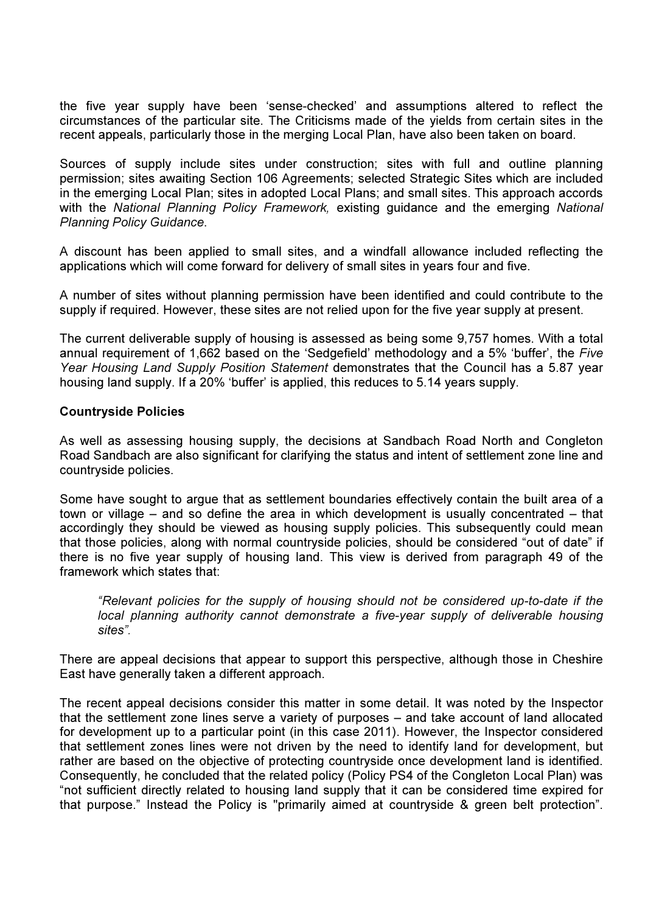the five year supply have been 'sense-checked' and assumptions altered to reflect the circumstances of the particular site. The Criticisms made of the yields from certain sites in the recent appeals, particularly those in the merging Local Plan, have also been taken on board.

Sources of supply include sites under construction; sites with full and outline planning permission; sites awaiting Section 106 Agreements; selected Strategic Sites which are included in the emerging Local Plan; sites in adopted Local Plans; and small sites. This approach accords with the *National Planning Policy Framework,* existing guidance and the emerging *National Planning Policy Guidance*.

A discount has been applied to small sites, and a windfall allowance included reflecting the applications which will come forward for delivery of small sites in years four and five.

A number of sites without planning permission have been identified and could contribute to the supply if required. However, these sites are not relied upon for the five year supply at present.

The current deliverable supply of housing is assessed as being some 9,757 homes. With a total annual requirement of 1,662 based on the 'Sedgefield' methodology and a 5% 'buffer', the *Five Year Housing Land Supply Position Statement* demonstrates that the Council has a 5.87 year housing land supply. If a 20% 'buffer' is applied, this reduces to 5.14 years supply.

**Countryside Policies**

As well as assessing housing supply, the decisions at Sandbach Road North and Congleton Road Sandbach are also significant for clarifying the status and intent of settlement zone line and countryside policies.

Some have sought to argue that as settlement boundaries effectively contain the built area of a town or village – and so define the area in which development is usually concentrated – that accordingly they should be viewed as housing supply policies. This subsequently could mean that those policies, along with normal countryside policies, should be considered "out of date" if there is no five year supply of housing land. This view is derived from paragraph 49 of the framework which states that:

> *"Relevant policies for the supply of housing should not be considered up-to-date if the local planning authority cannot demonstrate a five-year supply of deliverable housing sites".*

There are appeal decisions that appear to support this perspective, although those in Cheshire East have generally taken a different approach.

The recent appeal decisions consider this matter in some detail. It was noted by the Inspector that the settlement zone lines serve a variety of purposes – and take account of land allocated for development up to a particular point (in this case 2011). However, the Inspector considered that settlement zones lines were not driven by the need to identify land for development, but rather are based on the objective of protecting countryside once development land is identified. Consequently, he concluded that the related policy (Policy PS4 of the Congleton Local Plan) was "not sufficient directly related to housing land supply that it can be considered time expired for that purpose." Instead the Policy is "primarily aimed at countryside & green belt protection".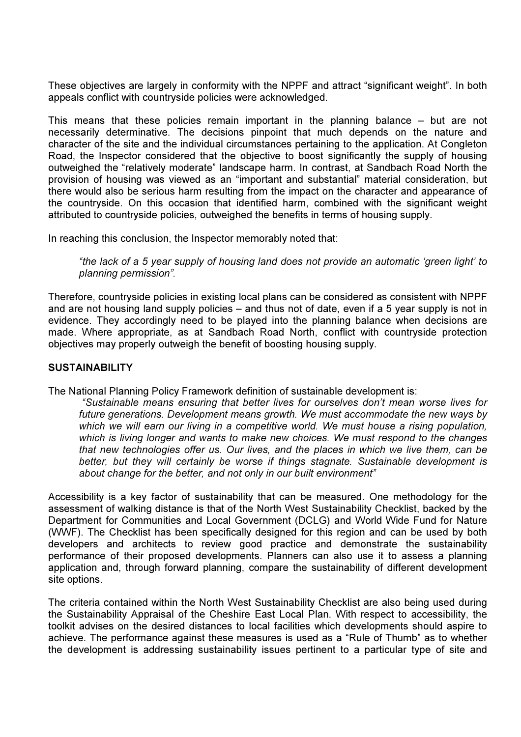These objectives are largely in conformity with the NPPF and attract "significant weight". In both appeals conflict with countryside policies were acknowledged.

This means that these policies remain important in the planning balance – but are not necessarily determinative. The decisions pinpoint that much depends on the nature and character of the site and the individual circumstances pertaining to the application. At Congleton Road, the Inspector considered that the objective to boost significantly the supply of housing outweighed the "relatively moderate" landscape harm. In contrast, at Sandbach Road North the provision of housing was viewed as an "important and substantial" material consideration, but there would also be serious harm resulting from the impact on the character and appearance of the countryside. On this occasion that identified harm, combined with the significant weight attributed to countryside policies, outweighed the benefits in terms of housing supply.

In reaching this conclusion, the Inspector memorably noted that:

> *"the lack of a 5 year supply of housing land does not provide an automatic 'green light' to planning permission".*

Therefore, countryside policies in existing local plans can be considered as consistent with NPPF and are not housing land supply policies – and thus not of date, even if a 5 year supply is not in evidence. They accordingly need to be played into the planning balance when decisions are made. Where appropriate, as at Sandbach Road North, conflict with countryside protection objectives may properly outweigh the benefit of boosting housing supply.

**SUSTAINABILITY**

The National Planning Policy Framework definition of sustainable development is:

> *"Sustainable means ensuring that better lives for ourselves don't mean worse lives for future generations. Development means growth. We must accommodate the new ways by which we will earn our living in a competitive world. We must house a rising population, which is living longer and wants to make new choices. We must respond to the changes that new technologies offer us. Our lives, and the places in which we live them, can be better, but they will certainly be worse if things stagnate. Sustainable development is about change for the better, and not only in our built environment"*

Accessibility is a key factor of sustainability that can be measured. One methodology for the assessment of walking distance is that of the North West Sustainability Checklist, backed by the Department for Communities and Local Government (DCLG) and World Wide Fund for Nature (WWF). The Checklist has been specifically designed for this region and can be used by both developers and architects to review good practice and demonstrate the sustainability performance of their proposed developments. Planners can also use it to assess a planning application and, through forward planning, compare the sustainability of different development site options.

The criteria contained within the North West Sustainability Checklist are also being used during the Sustainability Appraisal of the Cheshire East Local Plan. With respect to accessibility, the toolkit advises on the desired distances to local facilities which developments should aspire to achieve. The performance against these measures is used as a "Rule of Thumb" as to whether the development is addressing sustainability issues pertinent to a particular type of site and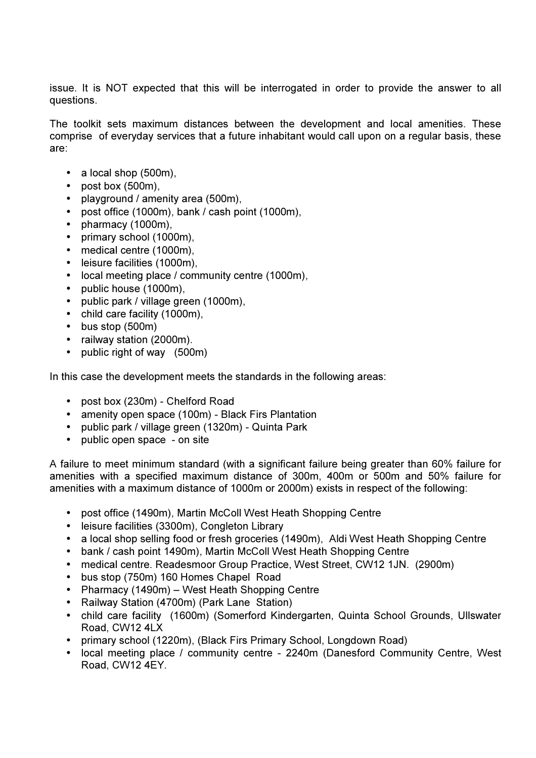issue. It is NOT expected that this will be interrogated in order to provide the answer to all questions.

The toolkit sets maximum distances between the development and local amenities. These comprise of everyday services that a future inhabitant would call upon on a regular basis, these are:

- a local shop (500m),
- post box (500m),
- playground / amenity area (500m),
- post office (1000m), bank / cash point (1000m),
- pharmacy (1000m),
- primary school (1000m),
- medical centre (1000m),
- leisure facilities (1000m),
- local meeting place / community centre (1000m),
- public house (1000m),
- public park / village green (1000m),
- child care facility (1000m),
- bus stop (500m)
- railway station (2000m).
- public right of way (500m)

In this case the development meets the standards in the following areas:

- post box (230m) - Chelford Road
- amenity open space (100m) - Black Firs Plantation
- public park / village green (1320m) - Quinta Park
- public open space - on site

A failure to meet minimum standard (with a significant failure being greater than 60% failure for amenities with a specified maximum distance of 300m, 400m or 500m and 50% failure for amenities with a maximum distance of 1000m or 2000m) exists in respect of the following:

- post office (1490m), Martin McColl West Heath Shopping Centre
- leisure facilities (3300m), Congleton Library
- a local shop selling food or fresh groceries (1490m), Aldi West Heath Shopping Centre
- bank / cash point 1490m), Martin McColl West Heath Shopping Centre
- medical centre. Readesmoor Group Practice, West Street, CW12 1JN. (2900m)
- bus stop (750m) 160 Homes Chapel Road
- Pharmacy (1490m) – West Heath Shopping Centre
- Railway Station (4700m) (Park Lane Station)
- child care facility (1600m) (Somerford Kindergarten, Quinta School Grounds, Ullswater Road, CW12 4LX
- primary school (1220m), (Black Firs Primary School, Longdown Road)
- local meeting place / community centre - 2240m (Danesford Community Centre, West Road, CW12 4EY.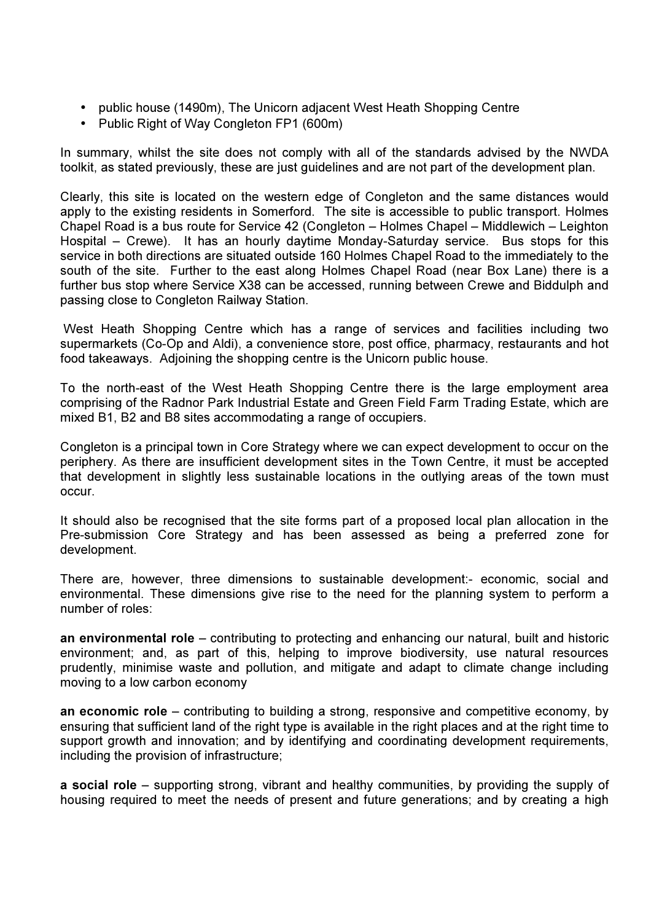- public house (1490m), The Unicorn adjacent West Heath Shopping Centre
- Public Right of Way Congleton FP1 (600m)

In summary, whilst the site does not comply with all of the standards advised by the NWDA toolkit, as stated previously, these are just guidelines and are not part of the development plan.

Clearly, this site is located on the western edge of Congleton and the same distances would apply to the existing residents in Somerford. The site is accessible to public transport. Holmes Chapel Road is a bus route for Service 42 (Congleton – Holmes Chapel – Middlewich – Leighton Hospital – Crewe). It has an hourly daytime Monday-Saturday service. Bus stops for this service in both directions are situated outside 160 Holmes Chapel Road to the immediately to the south of the site. Further to the east along Holmes Chapel Road (near Box Lane) there is a further bus stop where Service X38 can be accessed, running between Crewe and Biddulph and passing close to Congleton Railway Station.

West Heath Shopping Centre which has a range of services and facilities including two supermarkets (Co-Op and Aldi), a convenience store, post office, pharmacy, restaurants and hot food takeaways. Adjoining the shopping centre is the Unicorn public house.

To the north-east of the West Heath Shopping Centre there is the large employment area comprising of the Radnor Park Industrial Estate and Green Field Farm Trading Estate, which are mixed B1, B2 and B8 sites accommodating a range of occupiers.

Congleton is a principal town in Core Strategy where we can expect development to occur on the periphery. As there are insufficient development sites in the Town Centre, it must be accepted that development in slightly less sustainable locations in the outlying areas of the town must occur.

It should also be recognised that the site forms part of a proposed local plan allocation in the Pre-submission Core Strategy and has been assessed as being a preferred zone for development.

There are, however, three dimensions to sustainable development:- economic, social and environmental. These dimensions give rise to the need for the planning system to perform a number of roles:

**an environmental role** – contributing to protecting and enhancing our natural, built and historic environment; and, as part of this, helping to improve biodiversity, use natural resources prudently, minimise waste and pollution, and mitigate and adapt to climate change including moving to a low carbon economy

**an economic role** – contributing to building a strong, responsive and competitive economy, by ensuring that sufficient land of the right type is available in the right places and at the right time to support growth and innovation; and by identifying and coordinating development requirements, including the provision of infrastructure;

**a social role** – supporting strong, vibrant and healthy communities, by providing the supply of housing required to meet the needs of present and future generations; and by creating a high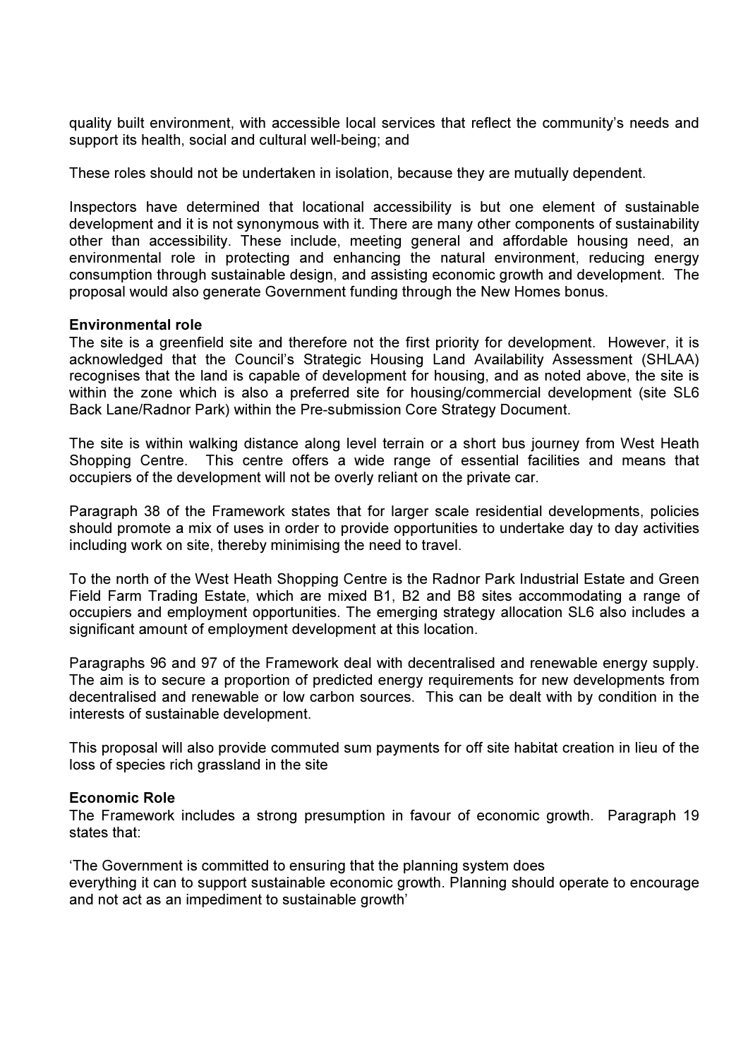quality built environment, with accessible local services that reflect the community's needs and support its health, social and cultural well-being; and

These roles should not be undertaken in isolation, because they are mutually dependent.

Inspectors have determined that locational accessibility is but one element of sustainable development and it is not synonymous with it. There are many other components of sustainability other than accessibility. These include, meeting general and affordable housing need, an environmental role in protecting and enhancing the natural environment, reducing energy consumption through sustainable design, and assisting economic growth and development. The proposal would also generate Government funding through the New Homes bonus.

**Environmental role**
The site is a greenfield site and therefore not the first priority for development. However, it is acknowledged that the Council's Strategic Housing Land Availability Assessment (SHLAA) recognises that the land is capable of development for housing, and as noted above, the site is within the zone which is also a preferred site for housing/commercial development (site SL6 Back Lane/Radnor Park) within the Pre-submission Core Strategy Document.

The site is within walking distance along level terrain or a short bus journey from West Heath Shopping Centre. This centre offers a wide range of essential facilities and means that occupiers of the development will not be overly reliant on the private car.

Paragraph 38 of the Framework states that for larger scale residential developments, policies should promote a mix of uses in order to provide opportunities to undertake day to day activities including work on site, thereby minimising the need to travel.

To the north of the West Heath Shopping Centre is the Radnor Park Industrial Estate and Green Field Farm Trading Estate, which are mixed B1, B2 and B8 sites accommodating a range of occupiers and employment opportunities. The emerging strategy allocation SL6 also includes a significant amount of employment development at this location.

Paragraphs 96 and 97 of the Framework deal with decentralised and renewable energy supply. The aim is to secure a proportion of predicted energy requirements for new developments from decentralised and renewable or low carbon sources. This can be dealt with by condition in the interests of sustainable development.

This proposal will also provide commuted sum payments for off site habitat creation in lieu of the loss of species rich grassland in the site

**Economic Role**
The Framework includes a strong presumption in favour of economic growth. Paragraph 19 states that:

'The Government is committed to ensuring that the planning system does everything it can to support sustainable economic growth. Planning should operate to encourage and not act as an impediment to sustainable growth'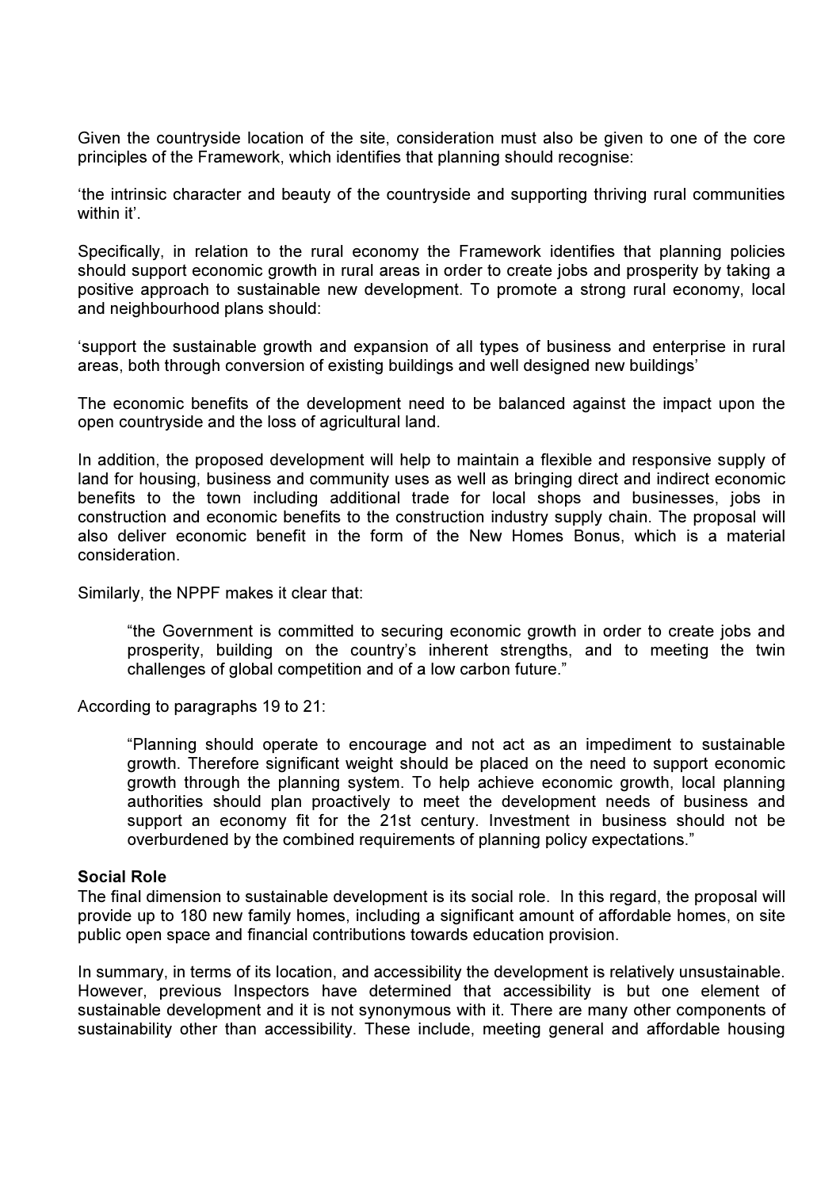Given the countryside location of the site, consideration must also be given to one of the core principles of the Framework, which identifies that planning should recognise:

'the intrinsic character and beauty of the countryside and supporting thriving rural communities within it'.

Specifically, in relation to the rural economy the Framework identifies that planning policies should support economic growth in rural areas in order to create jobs and prosperity by taking a positive approach to sustainable new development. To promote a strong rural economy, local and neighbourhood plans should:

'support the sustainable growth and expansion of all types of business and enterprise in rural areas, both through conversion of existing buildings and well designed new buildings'

The economic benefits of the development need to be balanced against the impact upon the open countryside and the loss of agricultural land.

In addition, the proposed development will help to maintain a flexible and responsive supply of land for housing, business and community uses as well as bringing direct and indirect economic benefits to the town including additional trade for local shops and businesses, jobs in construction and economic benefits to the construction industry supply chain. The proposal will also deliver economic benefit in the form of the New Homes Bonus, which is a material consideration.

Similarly, the NPPF makes it clear that:

> "the Government is committed to securing economic growth in order to create jobs and prosperity, building on the country's inherent strengths, and to meeting the twin challenges of global competition and of a low carbon future."

According to paragraphs 19 to 21:

> "Planning should operate to encourage and not act as an impediment to sustainable growth. Therefore significant weight should be placed on the need to support economic growth through the planning system. To help achieve economic growth, local planning authorities should plan proactively to meet the development needs of business and support an economy fit for the 21st century. Investment in business should not be overburdened by the combined requirements of planning policy expectations."

**Social Role**

The final dimension to sustainable development is its social role. In this regard, the proposal will provide up to 180 new family homes, including a significant amount of affordable homes, on site public open space and financial contributions towards education provision.

In summary, in terms of its location, and accessibility the development is relatively unsustainable. However, previous Inspectors have determined that accessibility is but one element of sustainable development and it is not synonymous with it. There are many other components of sustainability other than accessibility. These include, meeting general and affordable housing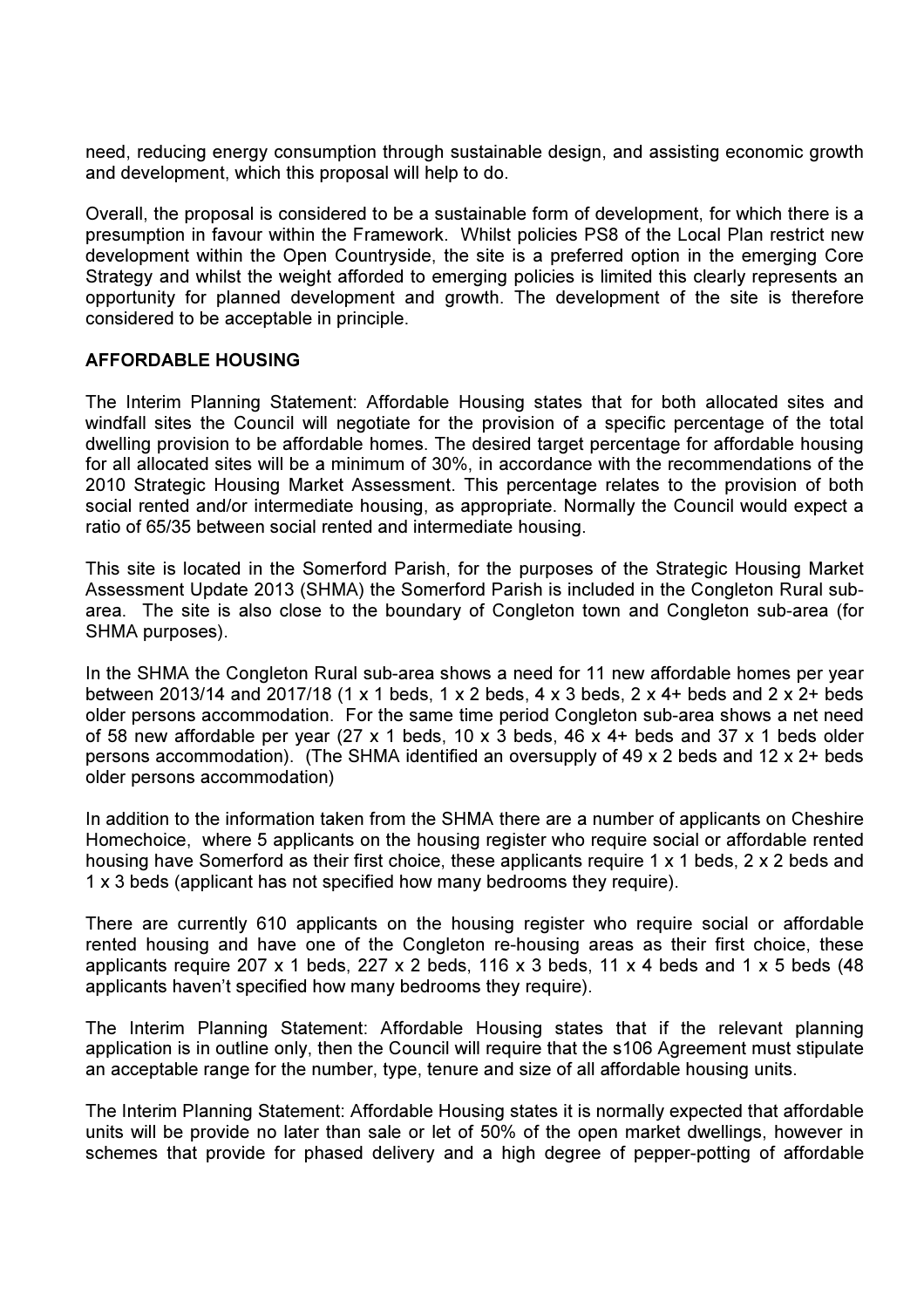need, reducing energy consumption through sustainable design, and assisting economic growth and development, which this proposal will help to do.

Overall, the proposal is considered to be a sustainable form of development, for which there is a presumption in favour within the Framework. Whilst policies PS8 of the Local Plan restrict new development within the Open Countryside, the site is a preferred option in the emerging Core Strategy and whilst the weight afforded to emerging policies is limited this clearly represents an opportunity for planned development and growth. The development of the site is therefore considered to be acceptable in principle.

**AFFORDABLE HOUSING**

The Interim Planning Statement: Affordable Housing states that for both allocated sites and windfall sites the Council will negotiate for the provision of a specific percentage of the total dwelling provision to be affordable homes. The desired target percentage for affordable housing for all allocated sites will be a minimum of 30%, in accordance with the recommendations of the 2010 Strategic Housing Market Assessment. This percentage relates to the provision of both social rented and/or intermediate housing, as appropriate. Normally the Council would expect a ratio of 65/35 between social rented and intermediate housing.

This site is located in the Somerford Parish, for the purposes of the Strategic Housing Market Assessment Update 2013 (SHMA) the Somerford Parish is included in the Congleton Rural sub-area. The site is also close to the boundary of Congleton town and Congleton sub-area (for SHMA purposes).

In the SHMA the Congleton Rural sub-area shows a need for 11 new affordable homes per year between 2013/14 and 2017/18 (1 x 1 beds, 1 x 2 beds, 4 x 3 beds, 2 x 4+ beds and 2 x 2+ beds older persons accommodation. For the same time period Congleton sub-area shows a net need of 58 new affordable per year (27 x 1 beds, 10 x 3 beds, 46 x 4+ beds and 37 x 1 beds older persons accommodation). (The SHMA identified an oversupply of 49 x 2 beds and 12 x 2+ beds older persons accommodation)

In addition to the information taken from the SHMA there are a number of applicants on Cheshire Homechoice, where 5 applicants on the housing register who require social or affordable rented housing have Somerford as their first choice, these applicants require 1 x 1 beds, 2 x 2 beds and 1 x 3 beds (applicant has not specified how many bedrooms they require).

There are currently 610 applicants on the housing register who require social or affordable rented housing and have one of the Congleton re-housing areas as their first choice, these applicants require 207 x 1 beds, 227 x 2 beds, 116 x 3 beds, 11 x 4 beds and 1 x 5 beds (48 applicants haven't specified how many bedrooms they require).

The Interim Planning Statement: Affordable Housing states that if the relevant planning application is in outline only, then the Council will require that the s106 Agreement must stipulate an acceptable range for the number, type, tenure and size of all affordable housing units.

The Interim Planning Statement: Affordable Housing states it is normally expected that affordable units will be provide no later than sale or let of 50% of the open market dwellings, however in schemes that provide for phased delivery and a high degree of pepper-potting of affordable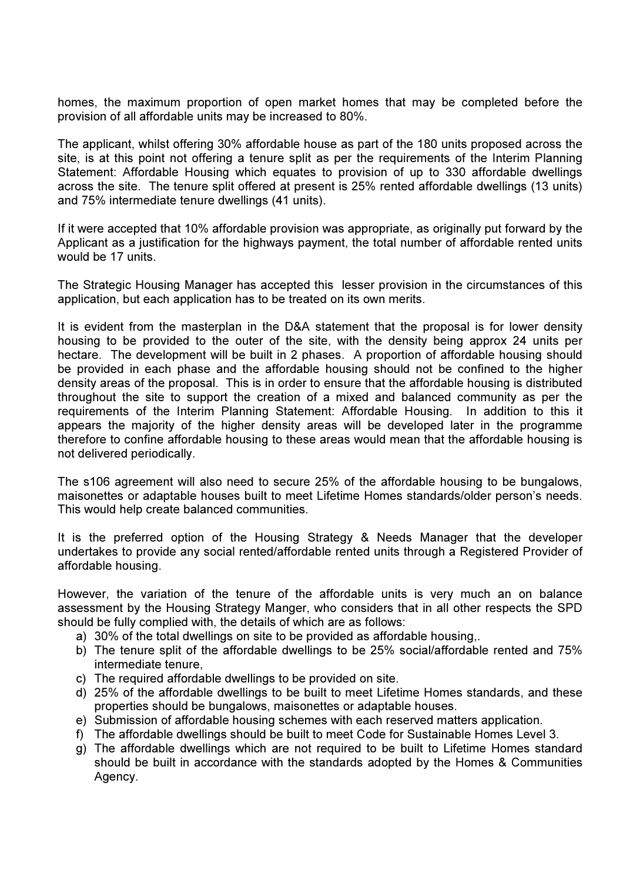homes, the maximum proportion of open market homes that may be completed before the provision of all affordable units may be increased to 80%.

The applicant, whilst offering 30% affordable house as part of the 180 units proposed across the site, is at this point not offering a tenure split as per the requirements of the Interim Planning Statement: Affordable Housing which equates to provision of up to 330 affordable dwellings across the site. The tenure split offered at present is 25% rented affordable dwellings (13 units) and 75% intermediate tenure dwellings (41 units).

If it were accepted that 10% affordable provision was appropriate, as originally put forward by the Applicant as a justification for the highways payment, the total number of affordable rented units would be 17 units.

The Strategic Housing Manager has accepted this lesser provision in the circumstances of this application, but each application has to be treated on its own merits.

It is evident from the masterplan in the D&A statement that the proposal is for lower density housing to be provided to the outer of the site, with the density being approx 24 units per hectare. The development will be built in 2 phases. A proportion of affordable housing should be provided in each phase and the affordable housing should not be confined to the higher density areas of the proposal. This is in order to ensure that the affordable housing is distributed throughout the site to support the creation of a mixed and balanced community as per the requirements of the Interim Planning Statement: Affordable Housing. In addition to this it appears the majority of the higher density areas will be developed later in the programme therefore to confine affordable housing to these areas would mean that the affordable housing is not delivered periodically.

The s106 agreement will also need to secure 25% of the affordable housing to be bungalows, maisonettes or adaptable houses built to meet Lifetime Homes standards/older person's needs. This would help create balanced communities.

It is the preferred option of the Housing Strategy & Needs Manager that the developer undertakes to provide any social rented/affordable rented units through a Registered Provider of affordable housing.

However, the variation of the tenure of the affordable units is very much an on balance assessment by the Housing Strategy Manger, who considers that in all other respects the SPD should be fully complied with, the details of which are as follows:

a) 30% of the total dwellings on site to be provided as affordable housing,.
b) The tenure split of the affordable dwellings to be 25% social/affordable rented and 75% intermediate tenure,
c) The required affordable dwellings to be provided on site.
d) 25% of the affordable dwellings to be built to meet Lifetime Homes standards, and these properties should be bungalows, maisonettes or adaptable houses.
e) Submission of affordable housing schemes with each reserved matters application.
f) The affordable dwellings should be built to meet Code for Sustainable Homes Level 3.
g) The affordable dwellings which are not required to be built to Lifetime Homes standard should be built in accordance with the standards adopted by the Homes & Communities Agency.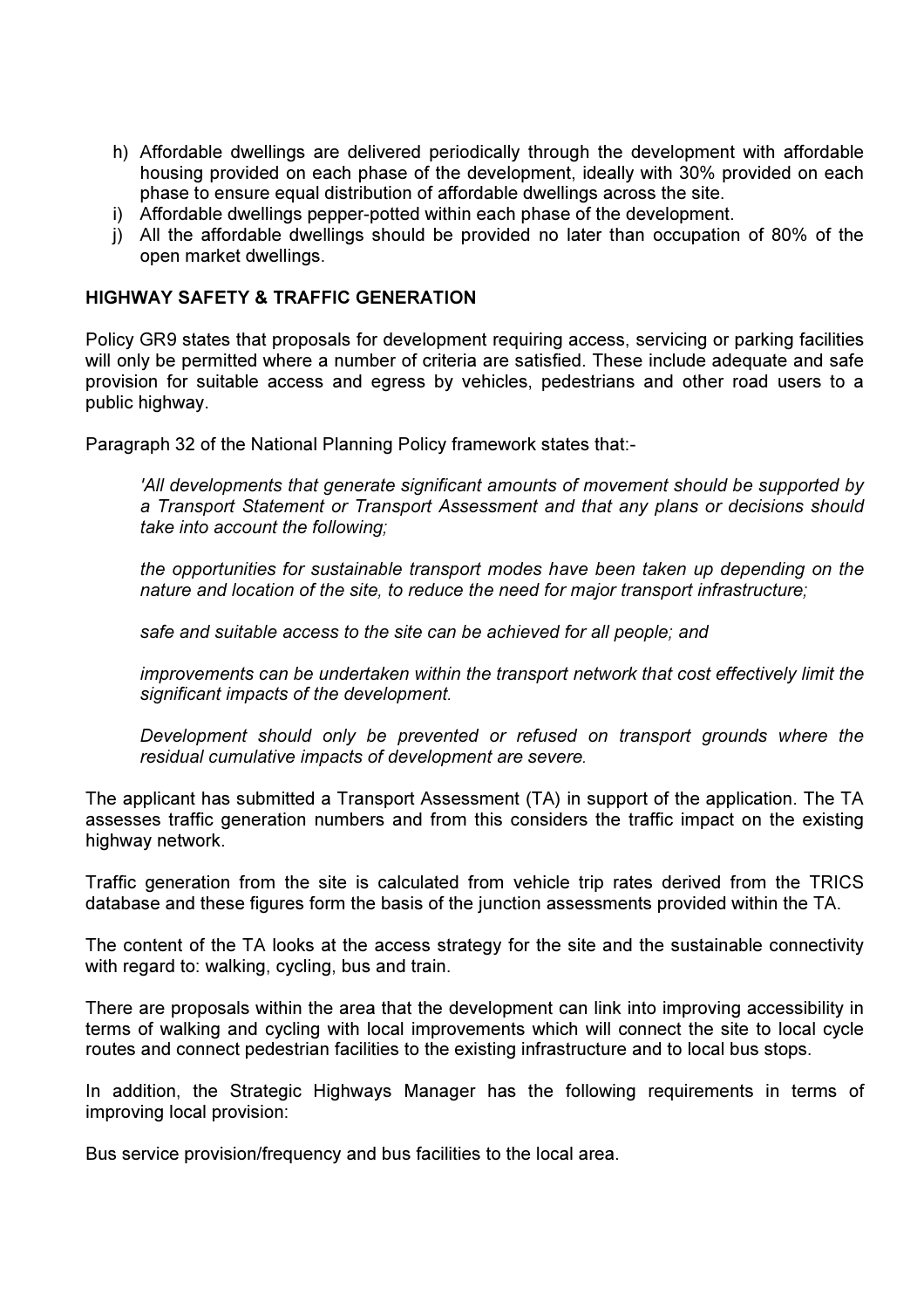h) Affordable dwellings are delivered periodically through the development with affordable housing provided on each phase of the development, ideally with 30% provided on each phase to ensure equal distribution of affordable dwellings across the site.
i) Affordable dwellings pepper-potted within each phase of the development.
j) All the affordable dwellings should be provided no later than occupation of 80% of the open market dwellings.

**HIGHWAY SAFETY & TRAFFIC GENERATION**

Policy GR9 states that proposals for development requiring access, servicing or parking facilities will only be permitted where a number of criteria are satisfied. These include adequate and safe provision for suitable access and egress by vehicles, pedestrians and other road users to a public highway.

Paragraph 32 of the National Planning Policy framework states that:-

> *'All developments that generate significant amounts of movement should be supported by a Transport Statement or Transport Assessment and that any plans or decisions should take into account the following;*
>
> *the opportunities for sustainable transport modes have been taken up depending on the nature and location of the site, to reduce the need for major transport infrastructure;*
>
> *safe and suitable access to the site can be achieved for all people; and*
>
> *improvements can be undertaken within the transport network that cost effectively limit the significant impacts of the development.*
>
> *Development should only be prevented or refused on transport grounds where the residual cumulative impacts of development are severe.*

The applicant has submitted a Transport Assessment (TA) in support of the application. The TA assesses traffic generation numbers and from this considers the traffic impact on the existing highway network.

Traffic generation from the site is calculated from vehicle trip rates derived from the TRICS database and these figures form the basis of the junction assessments provided within the TA.

The content of the TA looks at the access strategy for the site and the sustainable connectivity with regard to: walking, cycling, bus and train.

There are proposals within the area that the development can link into improving accessibility in terms of walking and cycling with local improvements which will connect the site to local cycle routes and connect pedestrian facilities to the existing infrastructure and to local bus stops.

In addition, the Strategic Highways Manager has the following requirements in terms of improving local provision:

Bus service provision/frequency and bus facilities to the local area.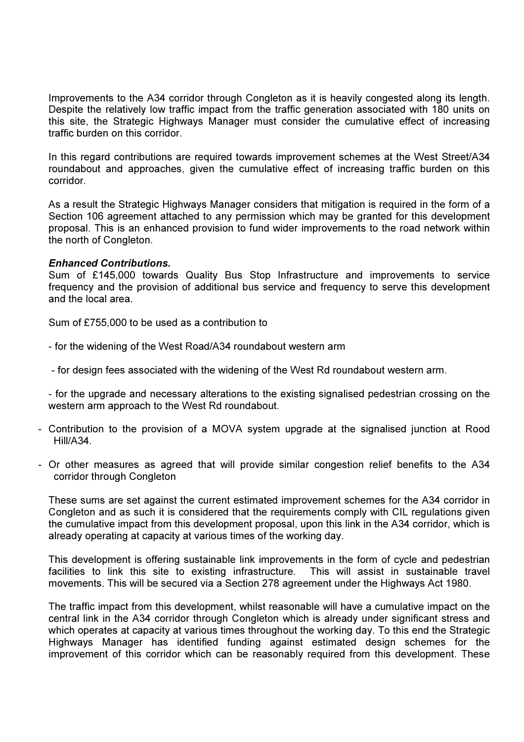Improvements to the A34 corridor through Congleton as it is heavily congested along its length. Despite the relatively low traffic impact from the traffic generation associated with 180 units on this site, the Strategic Highways Manager must consider the cumulative effect of increasing traffic burden on this corridor.

In this regard contributions are required towards improvement schemes at the West Street/A34 roundabout and approaches, given the cumulative effect of increasing traffic burden on this corridor.

As a result the Strategic Highways Manager considers that mitigation is required in the form of a Section 106 agreement attached to any permission which may be granted for this development proposal. This is an enhanced provision to fund wider improvements to the road network within the north of Congleton.

***Enhanced Contributions.***

Sum of £145,000 towards Quality Bus Stop Infrastructure and improvements to service frequency and the provision of additional bus service and frequency to serve this development and the local area.

Sum of £755,000 to be used as a contribution to

- for the widening of the West Road/A34 roundabout western arm
- for design fees associated with the widening of the West Rd roundabout western arm.
- for the upgrade and necessary alterations to the existing signalised pedestrian crossing on the western arm approach to the West Rd roundabout.
- Contribution to the provision of a MOVA system upgrade at the signalised junction at Rood Hill/A34.
- Or other measures as agreed that will provide similar congestion relief benefits to the A34 corridor through Congleton

These sums are set against the current estimated improvement schemes for the A34 corridor in Congleton and as such it is considered that the requirements comply with CIL regulations given the cumulative impact from this development proposal, upon this link in the A34 corridor, which is already operating at capacity at various times of the working day.

This development is offering sustainable link improvements in the form of cycle and pedestrian facilities to link this site to existing infrastructure. This will assist in sustainable travel movements. This will be secured via a Section 278 agreement under the Highways Act 1980.

The traffic impact from this development, whilst reasonable will have a cumulative impact on the central link in the A34 corridor through Congleton which is already under significant stress and which operates at capacity at various times throughout the working day. To this end the Strategic Highways Manager has identified funding against estimated design schemes for the improvement of this corridor which can be reasonably required from this development. These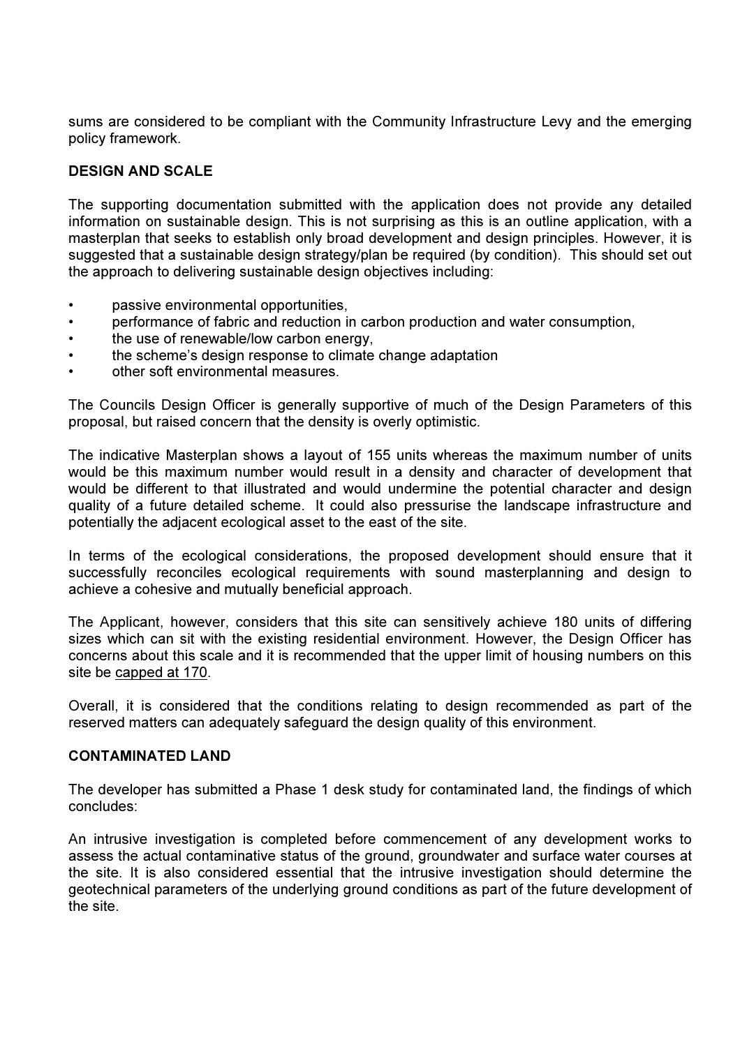sums are considered to be compliant with the Community Infrastructure Levy and the emerging policy framework.

## DESIGN AND SCALE

The supporting documentation submitted with the application does not provide any detailed information on sustainable design. This is not surprising as this is an outline application, with a masterplan that seeks to establish only broad development and design principles. However, it is suggested that a sustainable design strategy/plan be required (by condition). This should set out the approach to delivering sustainable design objectives including:

- passive environmental opportunities,
- performance of fabric and reduction in carbon production and water consumption,
- the use of renewable/low carbon energy,
- the scheme's design response to climate change adaptation
- other soft environmental measures.

The Councils Design Officer is generally supportive of much of the Design Parameters of this proposal, but raised concern that the density is overly optimistic.

The indicative Masterplan shows a layout of 155 units whereas the maximum number of units would be this maximum number would result in a density and character of development that would be different to that illustrated and would undermine the potential character and design quality of a future detailed scheme. It could also pressurise the landscape infrastructure and potentially the adjacent ecological asset to the east of the site.

In terms of the ecological considerations, the proposed development should ensure that it successfully reconciles ecological requirements with sound masterplanning and design to achieve a cohesive and mutually beneficial approach.

The Applicant, however, considers that this site can sensitively achieve 180 units of differing sizes which can sit with the existing residential environment. However, the Design Officer has concerns about this scale and it is recommended that the upper limit of housing numbers on this site be capped at 170.

Overall, it is considered that the conditions relating to design recommended as part of the reserved matters can adequately safeguard the design quality of this environment.

## CONTAMINATED LAND

The developer has submitted a Phase 1 desk study for contaminated land, the findings of which concludes:

An intrusive investigation is completed before commencement of any development works to assess the actual contaminative status of the ground, groundwater and surface water courses at the site. It is also considered essential that the intrusive investigation should determine the geotechnical parameters of the underlying ground conditions as part of the future development of the site.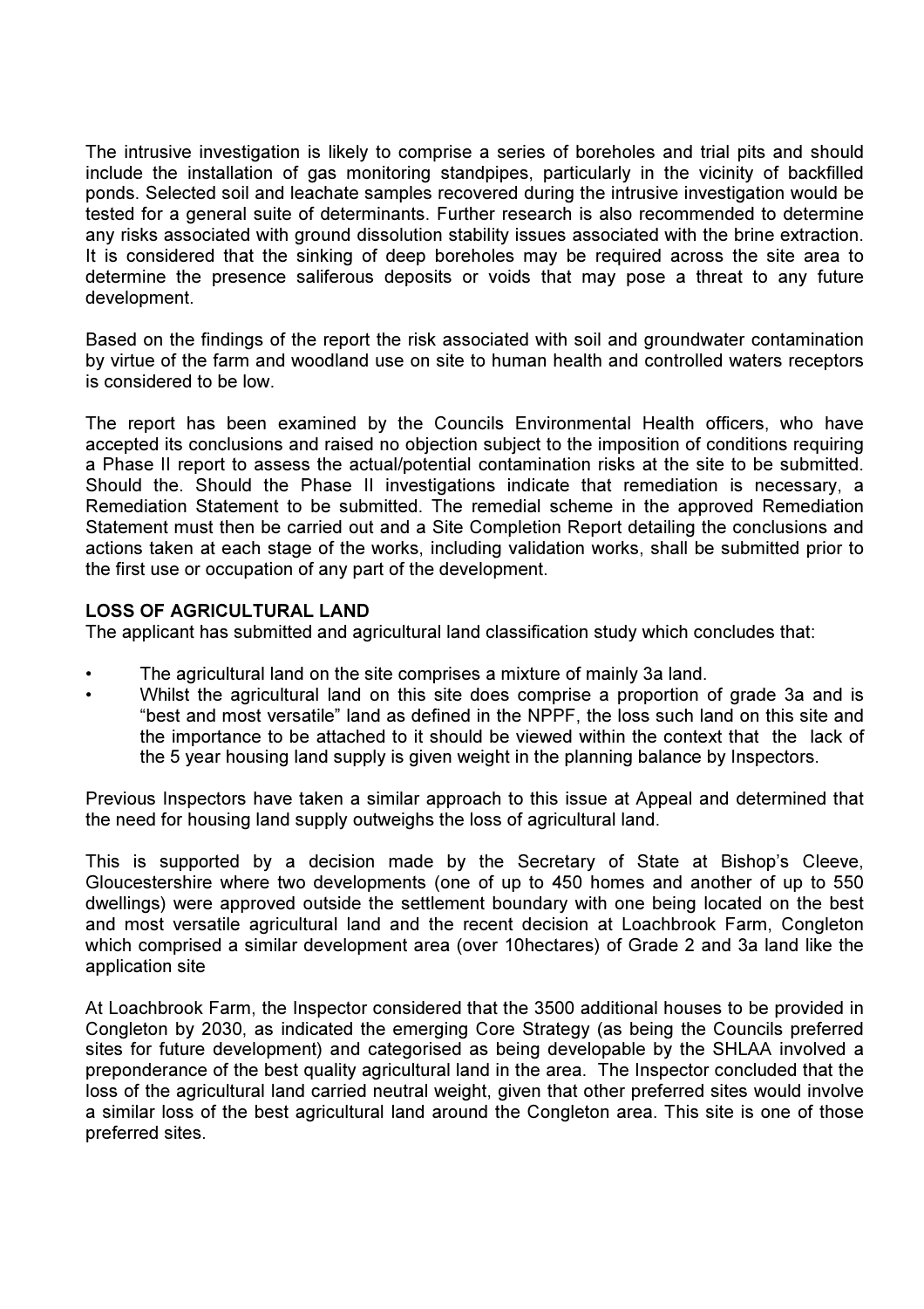The intrusive investigation is likely to comprise a series of boreholes and trial pits and should include the installation of gas monitoring standpipes, particularly in the vicinity of backfilled ponds. Selected soil and leachate samples recovered during the intrusive investigation would be tested for a general suite of determinants. Further research is also recommended to determine any risks associated with ground dissolution stability issues associated with the brine extraction. It is considered that the sinking of deep boreholes may be required across the site area to determine the presence saliferous deposits or voids that may pose a threat to any future development.

Based on the findings of the report the risk associated with soil and groundwater contamination by virtue of the farm and woodland use on site to human health and controlled waters receptors is considered to be low.

The report has been examined by the Councils Environmental Health officers, who have accepted its conclusions and raised no objection subject to the imposition of conditions requiring a Phase II report to assess the actual/potential contamination risks at the site to be submitted. Should the. Should the Phase II investigations indicate that remediation is necessary, a Remediation Statement to be submitted. The remedial scheme in the approved Remediation Statement must then be carried out and a Site Completion Report detailing the conclusions and actions taken at each stage of the works, including validation works, shall be submitted prior to the first use or occupation of any part of the development.

**LOSS OF AGRICULTURAL LAND**

The applicant has submitted and agricultural land classification study which concludes that:

- The agricultural land on the site comprises a mixture of mainly 3a land.
- Whilst the agricultural land on this site does comprise a proportion of grade 3a and is "best and most versatile" land as defined in the NPPF, the loss such land on this site and the importance to be attached to it should be viewed within the context that the lack of the 5 year housing land supply is given weight in the planning balance by Inspectors.

Previous Inspectors have taken a similar approach to this issue at Appeal and determined that the need for housing land supply outweighs the loss of agricultural land.

This is supported by a decision made by the Secretary of State at Bishop's Cleeve, Gloucestershire where two developments (one of up to 450 homes and another of up to 550 dwellings) were approved outside the settlement boundary with one being located on the best and most versatile agricultural land and the recent decision at Loachbrook Farm, Congleton which comprised a similar development area (over 10hectares) of Grade 2 and 3a land like the application site

At Loachbrook Farm, the Inspector considered that the 3500 additional houses to be provided in Congleton by 2030, as indicated the emerging Core Strategy (as being the Councils preferred sites for future development) and categorised as being developable by the SHLAA involved a preponderance of the best quality agricultural land in the area. The Inspector concluded that the loss of the agricultural land carried neutral weight, given that other preferred sites would involve a similar loss of the best agricultural land around the Congleton area. This site is one of those preferred sites.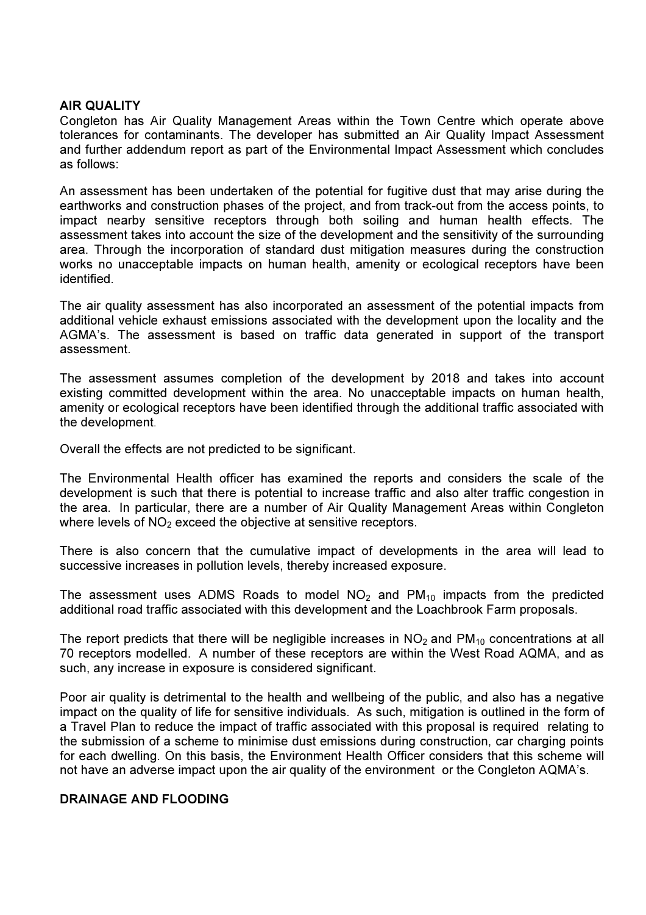## AIR QUALITY

Congleton has Air Quality Management Areas within the Town Centre which operate above tolerances for contaminants. The developer has submitted an Air Quality Impact Assessment and further addendum report as part of the Environmental Impact Assessment which concludes as follows:

An assessment has been undertaken of the potential for fugitive dust that may arise during the earthworks and construction phases of the project, and from track-out from the access points, to impact nearby sensitive receptors through both soiling and human health effects. The assessment takes into account the size of the development and the sensitivity of the surrounding area. Through the incorporation of standard dust mitigation measures during the construction works no unacceptable impacts on human health, amenity or ecological receptors have been identified.

The air quality assessment has also incorporated an assessment of the potential impacts from additional vehicle exhaust emissions associated with the development upon the locality and the AGMA's. The assessment is based on traffic data generated in support of the transport assessment.

The assessment assumes completion of the development by 2018 and takes into account existing committed development within the area. No unacceptable impacts on human health, amenity or ecological receptors have been identified through the additional traffic associated with the development.

Overall the effects are not predicted to be significant.

The Environmental Health officer has examined the reports and considers the scale of the development is such that there is potential to increase traffic and also alter traffic congestion in the area. In particular, there are a number of Air Quality Management Areas within Congleton where levels of $NO_2$ exceed the objective at sensitive receptors.

There is also concern that the cumulative impact of developments in the area will lead to successive increases in pollution levels, thereby increased exposure.

The assessment uses ADMS Roads to model $NO_2$ and $PM_{10}$ impacts from the predicted additional road traffic associated with this development and the Loachbrook Farm proposals.

The report predicts that there will be negligible increases in $NO_2$ and $PM_{10}$ concentrations at all 70 receptors modelled. A number of these receptors are within the West Road AQMA, and as such, any increase in exposure is considered significant.

Poor air quality is detrimental to the health and wellbeing of the public, and also has a negative impact on the quality of life for sensitive individuals. As such, mitigation is outlined in the form of a Travel Plan to reduce the impact of traffic associated with this proposal is required relating to the submission of a scheme to minimise dust emissions during construction, car charging points for each dwelling. On this basis, the Environment Health Officer considers that this scheme will not have an adverse impact upon the air quality of the environment or the Congleton AQMA's.

## DRAINAGE AND FLOODING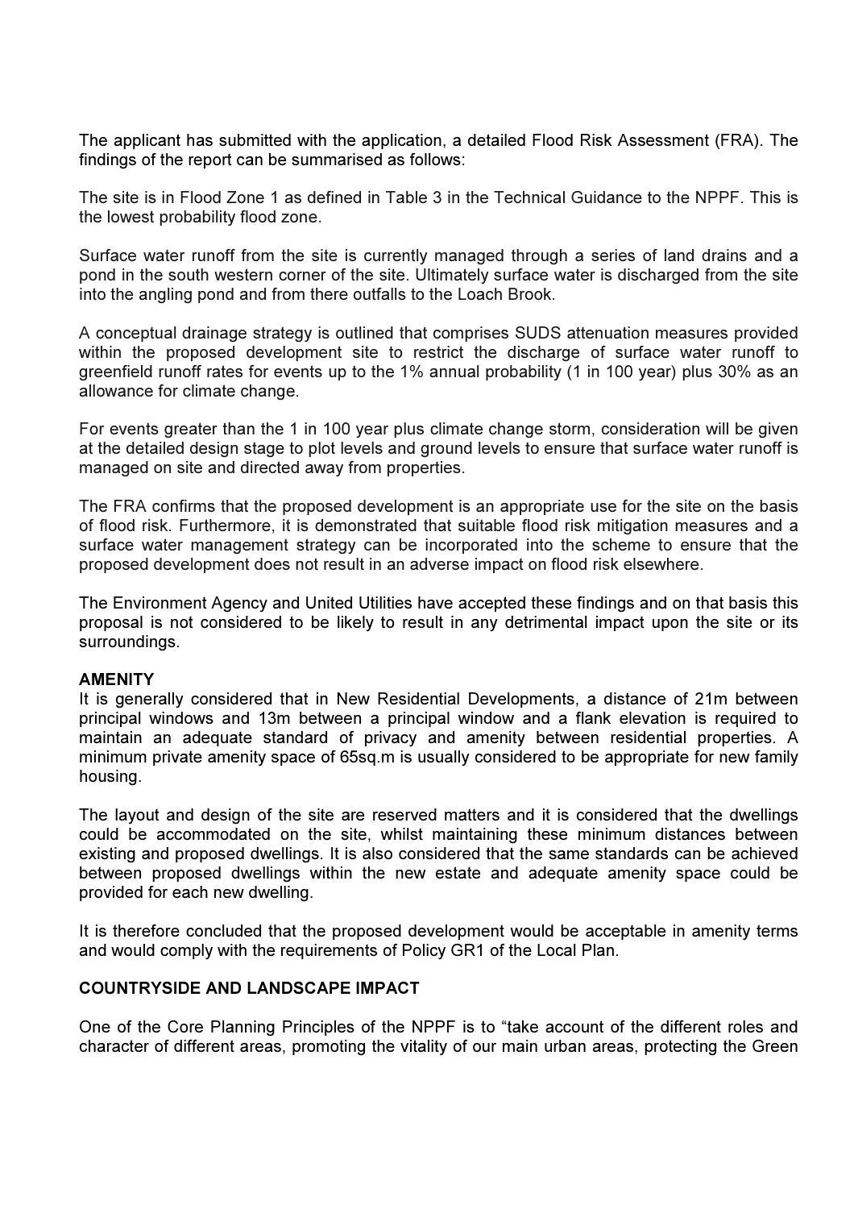The applicant has submitted with the application, a detailed Flood Risk Assessment (FRA). The findings of the report can be summarised as follows:

The site is in Flood Zone 1 as defined in Table 3 in the Technical Guidance to the NPPF. This is the lowest probability flood zone.

Surface water runoff from the site is currently managed through a series of land drains and a pond in the south western corner of the site. Ultimately surface water is discharged from the site into the angling pond and from there outfalls to the Loach Brook.

A conceptual drainage strategy is outlined that comprises SUDS attenuation measures provided within the proposed development site to restrict the discharge of surface water runoff to greenfield runoff rates for events up to the 1% annual probability (1 in 100 year) plus 30% as an allowance for climate change.

For events greater than the 1 in 100 year plus climate change storm, consideration will be given at the detailed design stage to plot levels and ground levels to ensure that surface water runoff is managed on site and directed away from properties.

The FRA confirms that the proposed development is an appropriate use for the site on the basis of flood risk. Furthermore, it is demonstrated that suitable flood risk mitigation measures and a surface water management strategy can be incorporated into the scheme to ensure that the proposed development does not result in an adverse impact on flood risk elsewhere.

The Environment Agency and United Utilities have accepted these findings and on that basis this proposal is not considered to be likely to result in any detrimental impact upon the site or its surroundings.

**AMENITY**

It is generally considered that in New Residential Developments, a distance of 21m between principal windows and 13m between a principal window and a flank elevation is required to maintain an adequate standard of privacy and amenity between residential properties. A minimum private amenity space of 65sq.m is usually considered to be appropriate for new family housing.

The layout and design of the site are reserved matters and it is considered that the dwellings could be accommodated on the site, whilst maintaining these minimum distances between existing and proposed dwellings. It is also considered that the same standards can be achieved between proposed dwellings within the new estate and adequate amenity space could be provided for each new dwelling.

It is therefore concluded that the proposed development would be acceptable in amenity terms and would comply with the requirements of Policy GR1 of the Local Plan.

**COUNTRYSIDE AND LANDSCAPE IMPACT**

One of the Core Planning Principles of the NPPF is to "take account of the different roles and character of different areas, promoting the vitality of our main urban areas, protecting the Green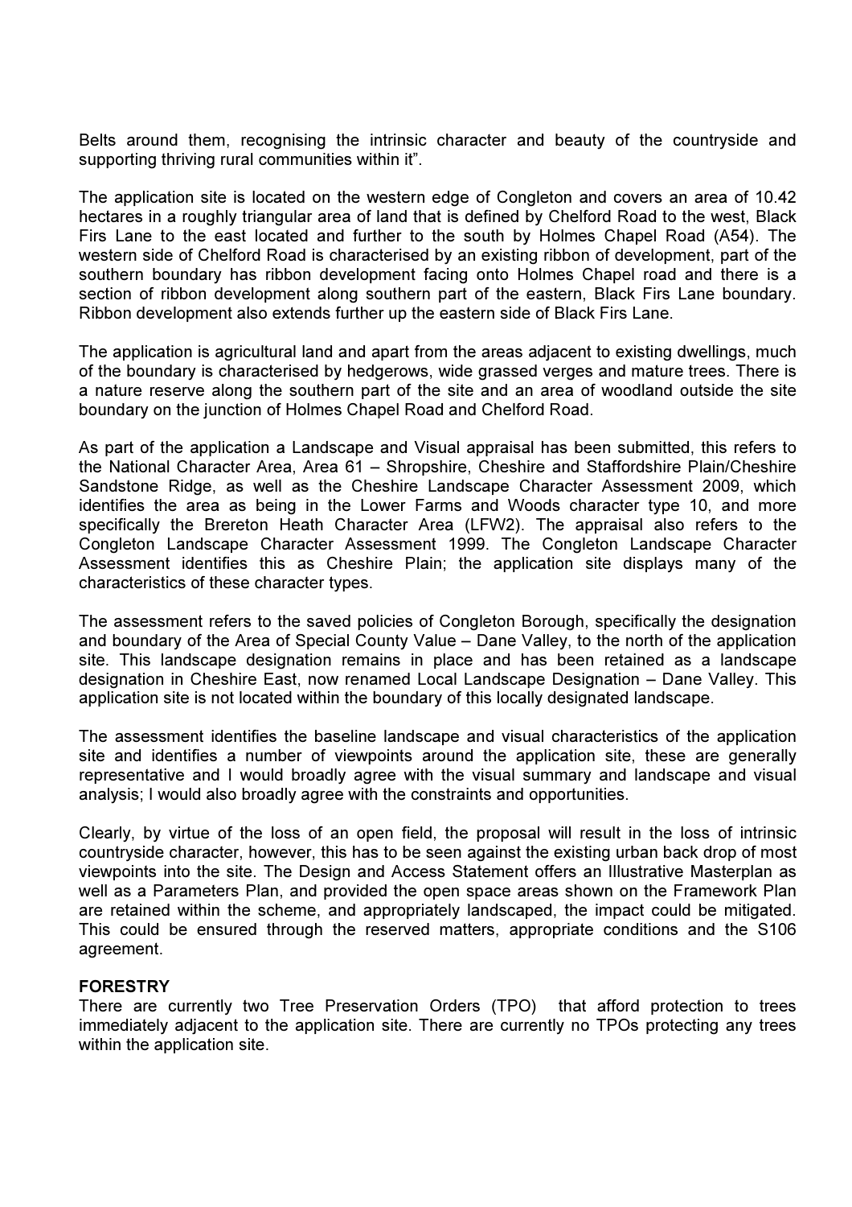Belts around them, recognising the intrinsic character and beauty of the countryside and supporting thriving rural communities within it".

The application site is located on the western edge of Congleton and covers an area of 10.42 hectares in a roughly triangular area of land that is defined by Chelford Road to the west, Black Firs Lane to the east located and further to the south by Holmes Chapel Road (A54). The western side of Chelford Road is characterised by an existing ribbon of development, part of the southern boundary has ribbon development facing onto Holmes Chapel road and there is a section of ribbon development along southern part of the eastern, Black Firs Lane boundary. Ribbon development also extends further up the eastern side of Black Firs Lane.

The application is agricultural land and apart from the areas adjacent to existing dwellings, much of the boundary is characterised by hedgerows, wide grassed verges and mature trees. There is a nature reserve along the southern part of the site and an area of woodland outside the site boundary on the junction of Holmes Chapel Road and Chelford Road.

As part of the application a Landscape and Visual appraisal has been submitted, this refers to the National Character Area, Area 61 – Shropshire, Cheshire and Staffordshire Plain/Cheshire Sandstone Ridge, as well as the Cheshire Landscape Character Assessment 2009, which identifies the area as being in the Lower Farms and Woods character type 10, and more specifically the Brereton Heath Character Area (LFW2). The appraisal also refers to the Congleton Landscape Character Assessment 1999. The Congleton Landscape Character Assessment identifies this as Cheshire Plain; the application site displays many of the characteristics of these character types.

The assessment refers to the saved policies of Congleton Borough, specifically the designation and boundary of the Area of Special County Value – Dane Valley, to the north of the application site. This landscape designation remains in place and has been retained as a landscape designation in Cheshire East, now renamed Local Landscape Designation – Dane Valley. This application site is not located within the boundary of this locally designated landscape.

The assessment identifies the baseline landscape and visual characteristics of the application site and identifies a number of viewpoints around the application site, these are generally representative and I would broadly agree with the visual summary and landscape and visual analysis; I would also broadly agree with the constraints and opportunities.

Clearly, by virtue of the loss of an open field, the proposal will result in the loss of intrinsic countryside character, however, this has to be seen against the existing urban back drop of most viewpoints into the site. The Design and Access Statement offers an Illustrative Masterplan as well as a Parameters Plan, and provided the open space areas shown on the Framework Plan are retained within the scheme, and appropriately landscaped, the impact could be mitigated. This could be ensured through the reserved matters, appropriate conditions and the S106 agreement.

**FORESTRY**

There are currently two Tree Preservation Orders (TPO) that afford protection to trees immediately adjacent to the application site. There are currently no TPOs protecting any trees within the application site.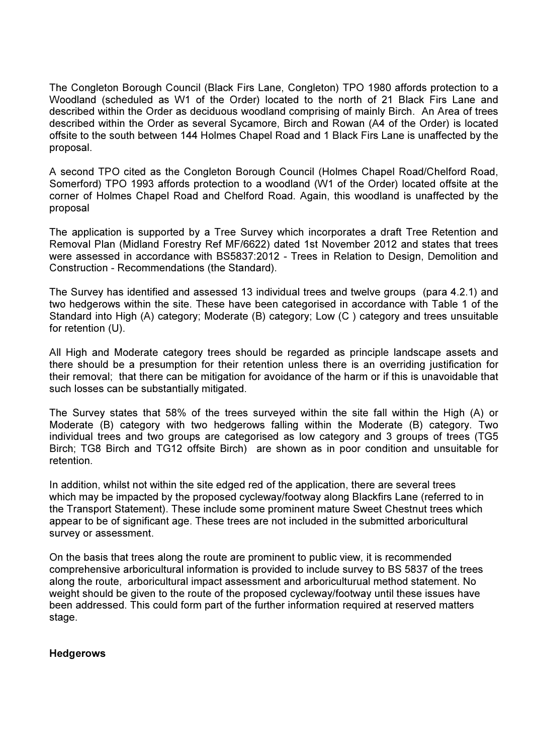The Congleton Borough Council (Black Firs Lane, Congleton) TPO 1980 affords protection to a Woodland (scheduled as W1 of the Order) located to the north of 21 Black Firs Lane and described within the Order as deciduous woodland comprising of mainly Birch. An Area of trees described within the Order as several Sycamore, Birch and Rowan (A4 of the Order) is located offsite to the south between 144 Holmes Chapel Road and 1 Black Firs Lane is unaffected by the proposal.

A second TPO cited as the Congleton Borough Council (Holmes Chapel Road/Chelford Road, Somerford) TPO 1993 affords protection to a woodland (W1 of the Order) located offsite at the corner of Holmes Chapel Road and Chelford Road. Again, this woodland is unaffected by the proposal

The application is supported by a Tree Survey which incorporates a draft Tree Retention and Removal Plan (Midland Forestry Ref MF/6622) dated 1st November 2012 and states that trees were assessed in accordance with BS5837:2012 - Trees in Relation to Design, Demolition and Construction - Recommendations (the Standard).

The Survey has identified and assessed 13 individual trees and twelve groups (para 4.2.1) and two hedgerows within the site. These have been categorised in accordance with Table 1 of the Standard into High (A) category; Moderate (B) category; Low (C ) category and trees unsuitable for retention (U).

All High and Moderate category trees should be regarded as principle landscape assets and there should be a presumption for their retention unless there is an overriding justification for their removal; that there can be mitigation for avoidance of the harm or if this is unavoidable that such losses can be substantially mitigated.

The Survey states that 58% of the trees surveyed within the site fall within the High (A) or Moderate (B) category with two hedgerows falling within the Moderate (B) category. Two individual trees and two groups are categorised as low category and 3 groups of trees (TG5 Birch; TG8 Birch and TG12 offsite Birch) are shown as in poor condition and unsuitable for retention.

In addition, whilst not within the site edged red of the application, there are several trees which may be impacted by the proposed cycleway/footway along Blackfirs Lane (referred to in the Transport Statement). These include some prominent mature Sweet Chestnut trees which appear to be of significant age. These trees are not included in the submitted arboricultural survey or assessment.

On the basis that trees along the route are prominent to public view, it is recommended comprehensive arboricultural information is provided to include survey to BS 5837 of the trees along the route, arboricultural impact assessment and arboriculturual method statement. No weight should be given to the route of the proposed cycleway/footway until these issues have been addressed. This could form part of the further information required at reserved matters stage.

**Hedgerows**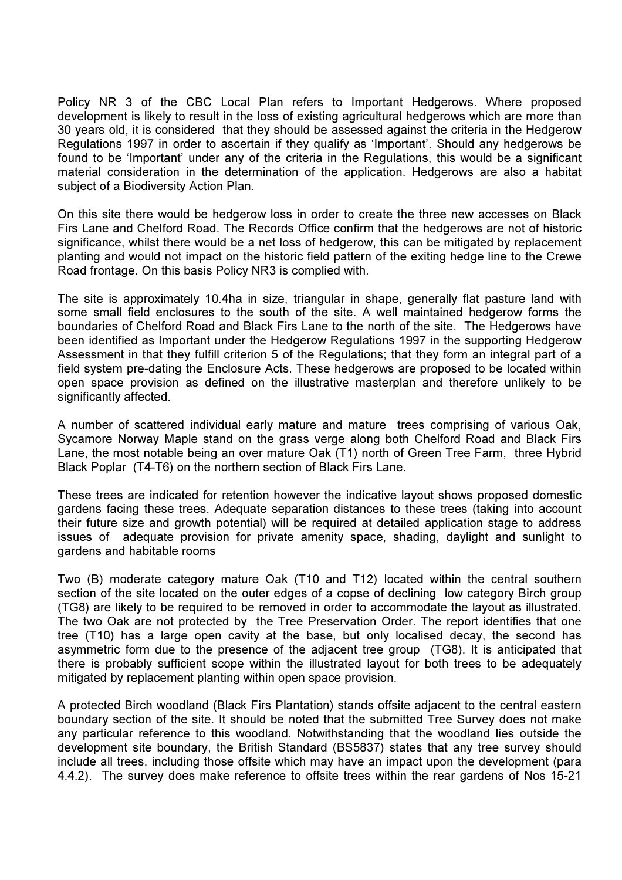Policy NR 3 of the CBC Local Plan refers to Important Hedgerows. Where proposed development is likely to result in the loss of existing agricultural hedgerows which are more than 30 years old, it is considered that they should be assessed against the criteria in the Hedgerow Regulations 1997 in order to ascertain if they qualify as 'Important'. Should any hedgerows be found to be 'Important' under any of the criteria in the Regulations, this would be a significant material consideration in the determination of the application. Hedgerows are also a habitat subject of a Biodiversity Action Plan.

On this site there would be hedgerow loss in order to create the three new accesses on Black Firs Lane and Chelford Road. The Records Office confirm that the hedgerows are not of historic significance, whilst there would be a net loss of hedgerow, this can be mitigated by replacement planting and would not impact on the historic field pattern of the exiting hedge line to the Crewe Road frontage. On this basis Policy NR3 is complied with.

The site is approximately 10.4ha in size, triangular in shape, generally flat pasture land with some small field enclosures to the south of the site. A well maintained hedgerow forms the boundaries of Chelford Road and Black Firs Lane to the north of the site. The Hedgerows have been identified as Important under the Hedgerow Regulations 1997 in the supporting Hedgerow Assessment in that they fulfill criterion 5 of the Regulations; that they form an integral part of a field system pre-dating the Enclosure Acts. These hedgerows are proposed to be located within open space provision as defined on the illustrative masterplan and therefore unlikely to be significantly affected.

A number of scattered individual early mature and mature trees comprising of various Oak, Sycamore Norway Maple stand on the grass verge along both Chelford Road and Black Firs Lane, the most notable being an over mature Oak (T1) north of Green Tree Farm, three Hybrid Black Poplar (T4-T6) on the northern section of Black Firs Lane.

These trees are indicated for retention however the indicative layout shows proposed domestic gardens facing these trees. Adequate separation distances to these trees (taking into account their future size and growth potential) will be required at detailed application stage to address issues of adequate provision for private amenity space, shading, daylight and sunlight to gardens and habitable rooms

Two (B) moderate category mature Oak (T10 and T12) located within the central southern section of the site located on the outer edges of a copse of declining low category Birch group (TG8) are likely to be required to be removed in order to accommodate the layout as illustrated. The two Oak are not protected by the Tree Preservation Order. The report identifies that one tree (T10) has a large open cavity at the base, but only localised decay, the second has asymmetric form due to the presence of the adjacent tree group (TG8). It is anticipated that there is probably sufficient scope within the illustrated layout for both trees to be adequately mitigated by replacement planting within open space provision.

A protected Birch woodland (Black Firs Plantation) stands offsite adjacent to the central eastern boundary section of the site. It should be noted that the submitted Tree Survey does not make any particular reference to this woodland. Notwithstanding that the woodland lies outside the development site boundary, the British Standard (BS5837) states that any tree survey should include all trees, including those offsite which may have an impact upon the development (para 4.4.2). The survey does make reference to offsite trees within the rear gardens of Nos 15-21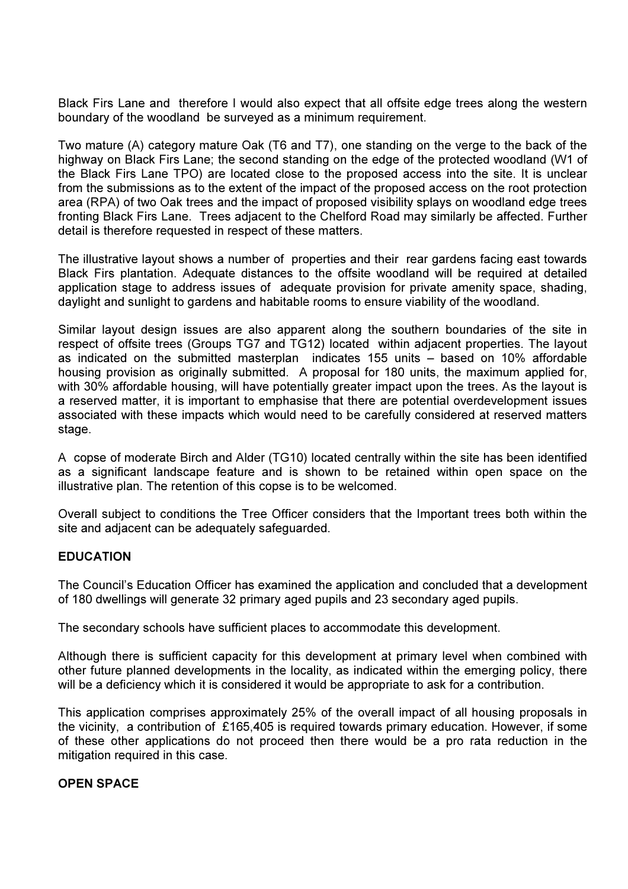Black Firs Lane and therefore I would also expect that all offsite edge trees along the western boundary of the woodland be surveyed as a minimum requirement.

Two mature (A) category mature Oak (T6 and T7), one standing on the verge to the back of the highway on Black Firs Lane; the second standing on the edge of the protected woodland (W1 of the Black Firs Lane TPO) are located close to the proposed access into the site. It is unclear from the submissions as to the extent of the impact of the proposed access on the root protection area (RPA) of two Oak trees and the impact of proposed visibility splays on woodland edge trees fronting Black Firs Lane. Trees adjacent to the Chelford Road may similarly be affected. Further detail is therefore requested in respect of these matters.

The illustrative layout shows a number of properties and their rear gardens facing east towards Black Firs plantation. Adequate distances to the offsite woodland will be required at detailed application stage to address issues of adequate provision for private amenity space, shading, daylight and sunlight to gardens and habitable rooms to ensure viability of the woodland.

Similar layout design issues are also apparent along the southern boundaries of the site in respect of offsite trees (Groups TG7 and TG12) located within adjacent properties. The layout as indicated on the submitted masterplan indicates 155 units – based on 10% affordable housing provision as originally submitted. A proposal for 180 units, the maximum applied for, with 30% affordable housing, will have potentially greater impact upon the trees. As the layout is a reserved matter, it is important to emphasise that there are potential overdevelopment issues associated with these impacts which would need to be carefully considered at reserved matters stage.

A copse of moderate Birch and Alder (TG10) located centrally within the site has been identified as a significant landscape feature and is shown to be retained within open space on the illustrative plan. The retention of this copse is to be welcomed.

Overall subject to conditions the Tree Officer considers that the Important trees both within the site and adjacent can be adequately safeguarded.

**EDUCATION**

The Council's Education Officer has examined the application and concluded that a development of 180 dwellings will generate 32 primary aged pupils and 23 secondary aged pupils.

The secondary schools have sufficient places to accommodate this development.

Although there is sufficient capacity for this development at primary level when combined with other future planned developments in the locality, as indicated within the emerging policy, there will be a deficiency which it is considered it would be appropriate to ask for a contribution.

This application comprises approximately 25% of the overall impact of all housing proposals in the vicinity, a contribution of £165,405 is required towards primary education. However, if some of these other applications do not proceed then there would be a pro rata reduction in the mitigation required in this case.

**OPEN SPACE**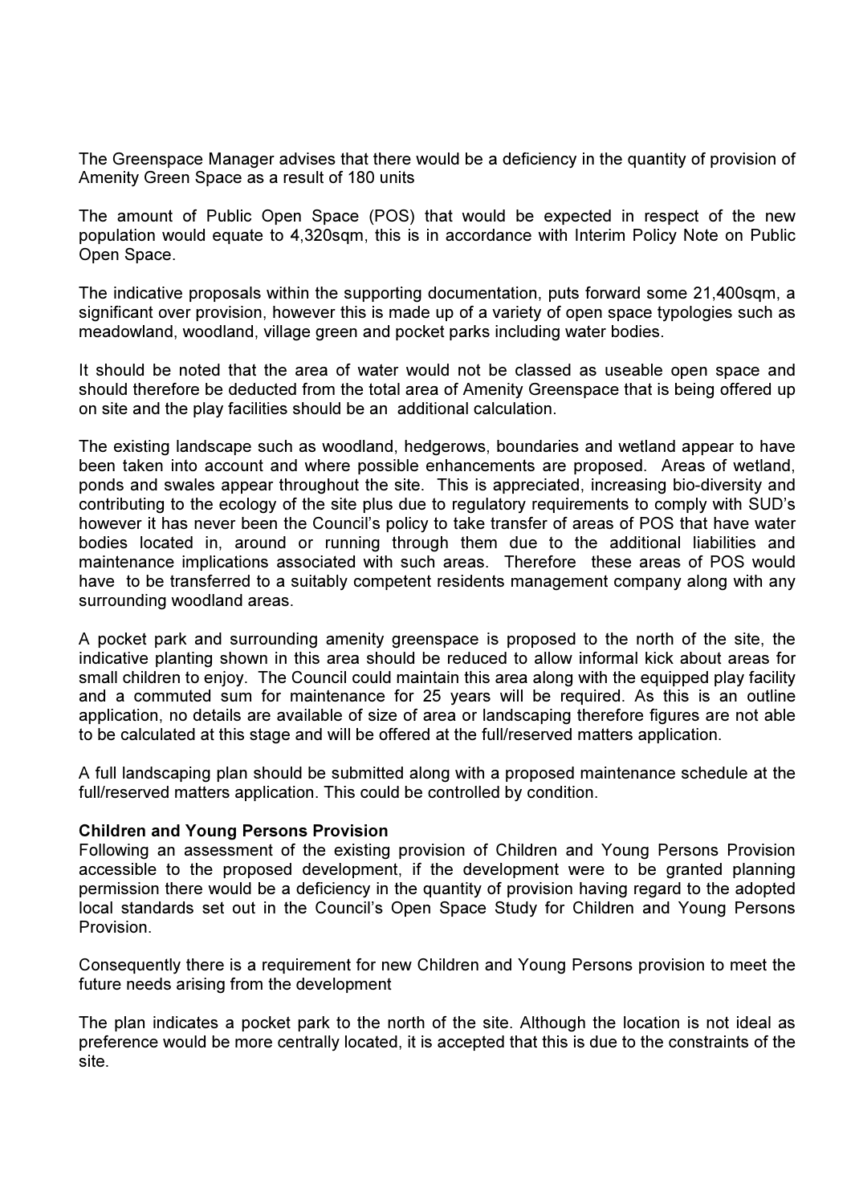The Greenspace Manager advises that there would be a deficiency in the quantity of provision of Amenity Green Space as a result of 180 units

The amount of Public Open Space (POS) that would be expected in respect of the new population would equate to 4,320sqm, this is in accordance with Interim Policy Note on Public Open Space.

The indicative proposals within the supporting documentation, puts forward some 21,400sqm, a significant over provision, however this is made up of a variety of open space typologies such as meadowland, woodland, village green and pocket parks including water bodies.

It should be noted that the area of water would not be classed as useable open space and should therefore be deducted from the total area of Amenity Greenspace that is being offered up on site and the play facilities should be an additional calculation.

The existing landscape such as woodland, hedgerows, boundaries and wetland appear to have been taken into account and where possible enhancements are proposed. Areas of wetland, ponds and swales appear throughout the site. This is appreciated, increasing bio-diversity and contributing to the ecology of the site plus due to regulatory requirements to comply with SUD's however it has never been the Council's policy to take transfer of areas of POS that have water bodies located in, around or running through them due to the additional liabilities and maintenance implications associated with such areas. Therefore these areas of POS would have to be transferred to a suitably competent residents management company along with any surrounding woodland areas.

A pocket park and surrounding amenity greenspace is proposed to the north of the site, the indicative planting shown in this area should be reduced to allow informal kick about areas for small children to enjoy. The Council could maintain this area along with the equipped play facility and a commuted sum for maintenance for 25 years will be required. As this is an outline application, no details are available of size of area or landscaping therefore figures are not able to be calculated at this stage and will be offered at the full/reserved matters application.

A full landscaping plan should be submitted along with a proposed maintenance schedule at the full/reserved matters application. This could be controlled by condition.

**Children and Young Persons Provision**

Following an assessment of the existing provision of Children and Young Persons Provision accessible to the proposed development, if the development were to be granted planning permission there would be a deficiency in the quantity of provision having regard to the adopted local standards set out in the Council's Open Space Study for Children and Young Persons Provision.

Consequently there is a requirement for new Children and Young Persons provision to meet the future needs arising from the development

The plan indicates a pocket park to the north of the site. Although the location is not ideal as preference would be more centrally located, it is accepted that this is due to the constraints of the site.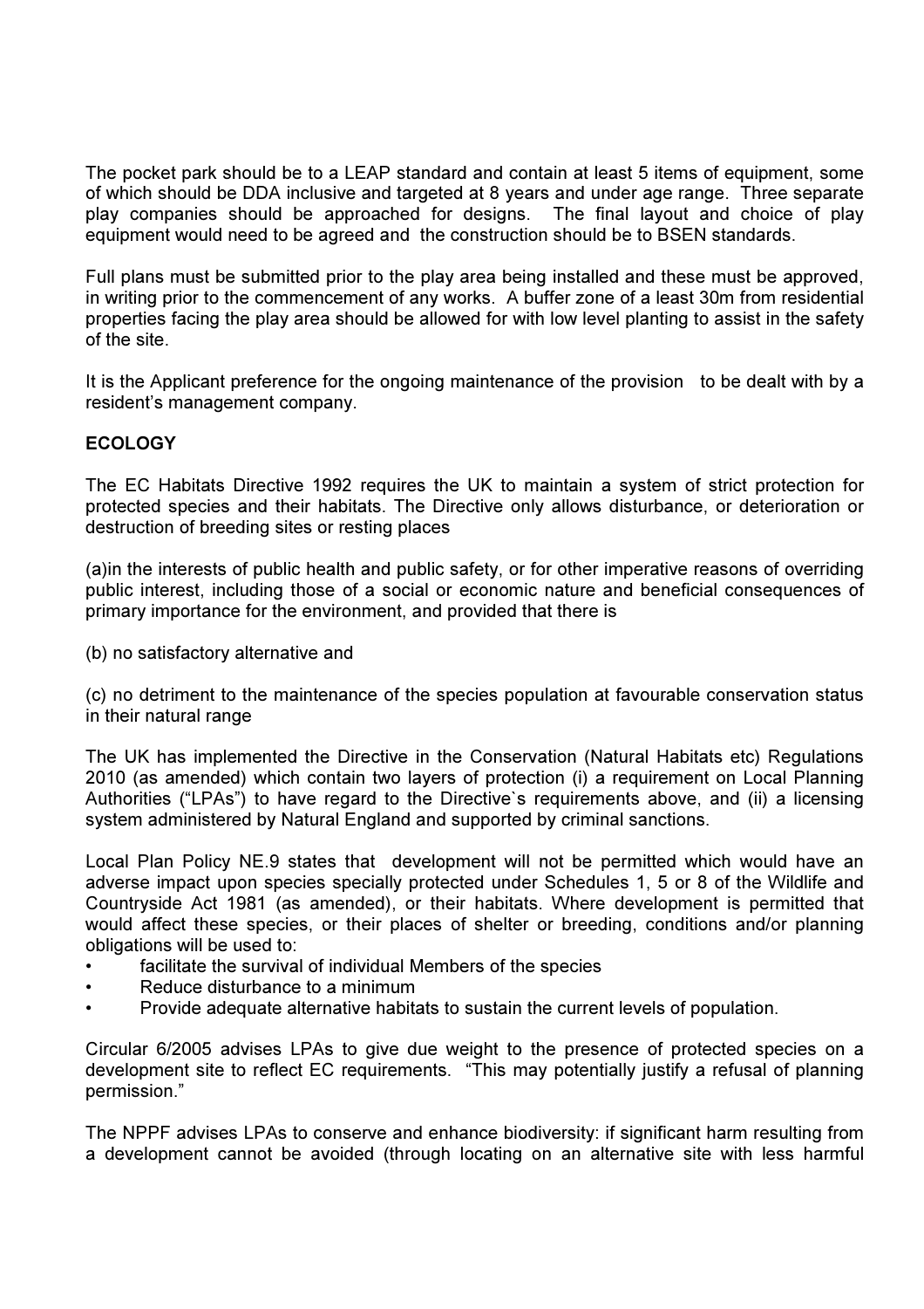The pocket park should be to a LEAP standard and contain at least 5 items of equipment, some of which should be DDA inclusive and targeted at 8 years and under age range. Three separate play companies should be approached for designs. The final layout and choice of play equipment would need to be agreed and the construction should be to BSEN standards.

Full plans must be submitted prior to the play area being installed and these must be approved, in writing prior to the commencement of any works. A buffer zone of a least 30m from residential properties facing the play area should be allowed for with low level planting to assist in the safety of the site.

It is the Applicant preference for the ongoing maintenance of the provision to be dealt with by a resident's management company.

**ECOLOGY**

The EC Habitats Directive 1992 requires the UK to maintain a system of strict protection for protected species and their habitats. The Directive only allows disturbance, or deterioration or destruction of breeding sites or resting places

(a)in the interests of public health and public safety, or for other imperative reasons of overriding public interest, including those of a social or economic nature and beneficial consequences of primary importance for the environment, and provided that there is

(b) no satisfactory alternative and

(c) no detriment to the maintenance of the species population at favourable conservation status in their natural range

The UK has implemented the Directive in the Conservation (Natural Habitats etc) Regulations 2010 (as amended) which contain two layers of protection (i) a requirement on Local Planning Authorities ("LPAs") to have regard to the Directive`s requirements above, and (ii) a licensing system administered by Natural England and supported by criminal sanctions.

Local Plan Policy NE.9 states that development will not be permitted which would have an adverse impact upon species specially protected under Schedules 1, 5 or 8 of the Wildlife and Countryside Act 1981 (as amended), or their habitats. Where development is permitted that would affect these species, or their places of shelter or breeding, conditions and/or planning obligations will be used to:

- facilitate the survival of individual Members of the species
- Reduce disturbance to a minimum
- Provide adequate alternative habitats to sustain the current levels of population.

Circular 6/2005 advises LPAs to give due weight to the presence of protected species on a development site to reflect EC requirements. "This may potentially justify a refusal of planning permission."

The NPPF advises LPAs to conserve and enhance biodiversity: if significant harm resulting from a development cannot be avoided (through locating on an alternative site with less harmful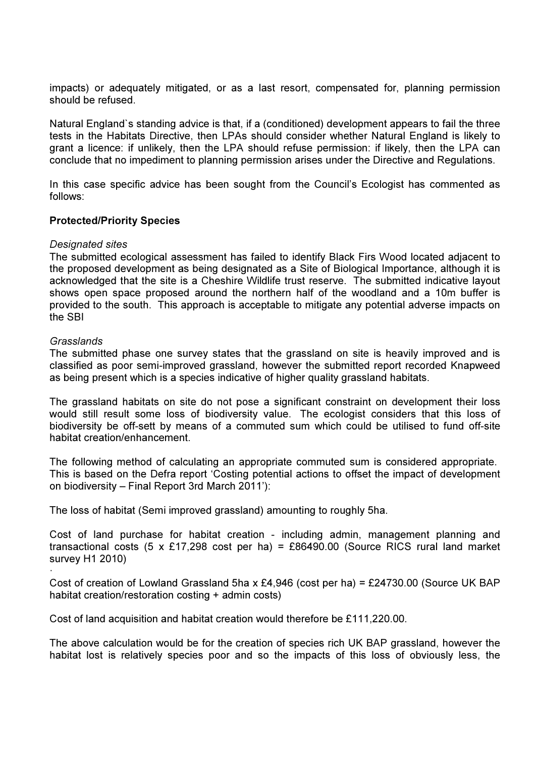impacts) or adequately mitigated, or as a last resort, compensated for, planning permission should be refused.

Natural England`s standing advice is that, if a (conditioned) development appears to fail the three tests in the Habitats Directive, then LPAs should consider whether Natural England is likely to grant a licence: if unlikely, then the LPA should refuse permission: if likely, then the LPA can conclude that no impediment to planning permission arises under the Directive and Regulations.

In this case specific advice has been sought from the Council's Ecologist has commented as follows:

**Protected/Priority Species**

*Designated sites*
The submitted ecological assessment has failed to identify Black Firs Wood located adjacent to the proposed development as being designated as a Site of Biological Importance, although it is acknowledged that the site is a Cheshire Wildlife trust reserve. The submitted indicative layout shows open space proposed around the northern half of the woodland and a 10m buffer is provided to the south. This approach is acceptable to mitigate any potential adverse impacts on the SBI

*Grasslands*
The submitted phase one survey states that the grassland on site is heavily improved and is classified as poor semi-improved grassland, however the submitted report recorded Knapweed as being present which is a species indicative of higher quality grassland habitats.

The grassland habitats on site do not pose a significant constraint on development their loss would still result some loss of biodiversity value. The ecologist considers that this loss of biodiversity be off-sett by means of a commuted sum which could be utilised to fund off-site habitat creation/enhancement.

The following method of calculating an appropriate commuted sum is considered appropriate. This is based on the Defra report 'Costing potential actions to offset the impact of development on biodiversity – Final Report 3rd March 2011'):

The loss of habitat (Semi improved grassland) amounting to roughly 5ha.

Cost of land purchase for habitat creation - including admin, management planning and transactional costs (5 x £17,298 cost per ha) = £86490.00 (Source RICS rural land market survey H1 2010)

·

Cost of creation of Lowland Grassland 5ha x £4,946 (cost per ha) = £24730.00 (Source UK BAP habitat creation/restoration costing + admin costs)

Cost of land acquisition and habitat creation would therefore be £111,220.00.

The above calculation would be for the creation of species rich UK BAP grassland, however the habitat lost is relatively species poor and so the impacts of this loss of obviously less, the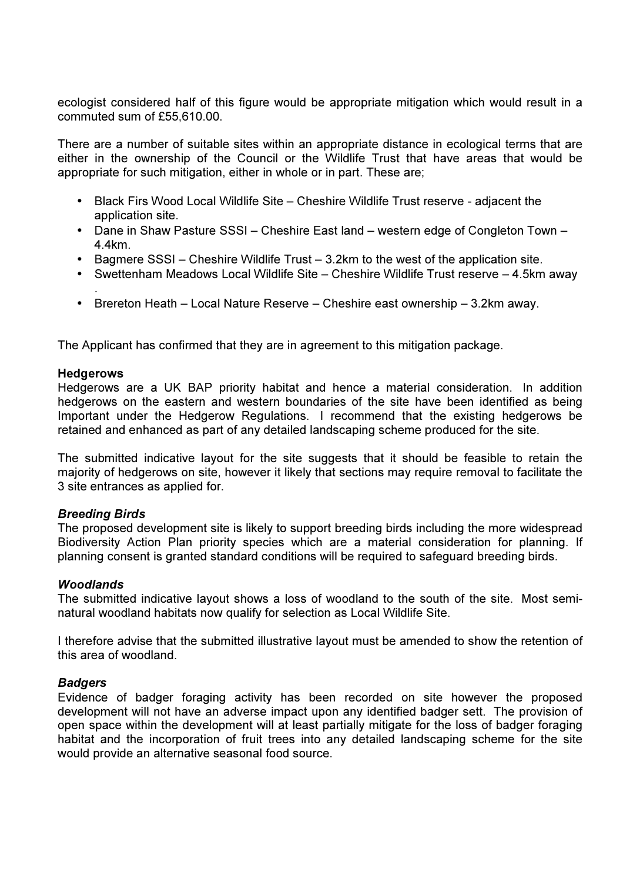ecologist considered half of this figure would be appropriate mitigation which would result in a commuted sum of £55,610.00.

There are a number of suitable sites within an appropriate distance in ecological terms that are either in the ownership of the Council or the Wildlife Trust that have areas that would be appropriate for such mitigation, either in whole or in part. These are;

- Black Firs Wood Local Wildlife Site – Cheshire Wildlife Trust reserve - adjacent the application site.
- Dane in Shaw Pasture SSSI – Cheshire East land – western edge of Congleton Town – 4.4km.
- Bagmere SSSI – Cheshire Wildlife Trust – 3.2km to the west of the application site.
- Swettenham Meadows Local Wildlife Site – Cheshire Wildlife Trust reserve – 4.5km away .
- Brereton Heath – Local Nature Reserve – Cheshire east ownership – 3.2km away.

The Applicant has confirmed that they are in agreement to this mitigation package.

**Hedgerows**
Hedgerows are a UK BAP priority habitat and hence a material consideration. In addition hedgerows on the eastern and western boundaries of the site have been identified as being Important under the Hedgerow Regulations. I recommend that the existing hedgerows be retained and enhanced as part of any detailed landscaping scheme produced for the site.

The submitted indicative layout for the site suggests that it should be feasible to retain the majority of hedgerows on site, however it likely that sections may require removal to facilitate the 3 site entrances as applied for.

***Breeding Birds***
The proposed development site is likely to support breeding birds including the more widespread Biodiversity Action Plan priority species which are a material consideration for planning. If planning consent is granted standard conditions will be required to safeguard breeding birds.

***Woodlands***
The submitted indicative layout shows a loss of woodland to the south of the site. Most semi-natural woodland habitats now qualify for selection as Local Wildlife Site.

I therefore advise that the submitted illustrative layout must be amended to show the retention of this area of woodland.

***Badgers***
Evidence of badger foraging activity has been recorded on site however the proposed development will not have an adverse impact upon any identified badger sett. The provision of open space within the development will at least partially mitigate for the loss of badger foraging habitat and the incorporation of fruit trees into any detailed landscaping scheme for the site would provide an alternative seasonal food source.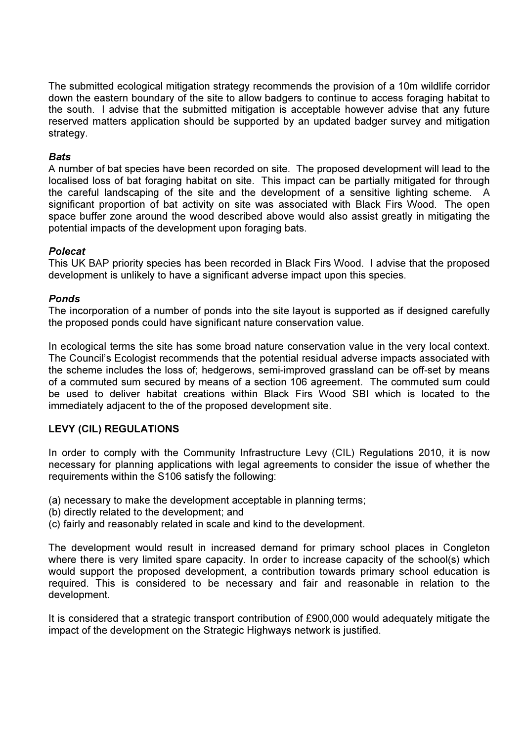The submitted ecological mitigation strategy recommends the provision of a 10m wildlife corridor down the eastern boundary of the site to allow badgers to continue to access foraging habitat to the south. I advise that the submitted mitigation is acceptable however advise that any future reserved matters application should be supported by an updated badger survey and mitigation strategy.

***Bats***

A number of bat species have been recorded on site. The proposed development will lead to the localised loss of bat foraging habitat on site. This impact can be partially mitigated for through the careful landscaping of the site and the development of a sensitive lighting scheme. A significant proportion of bat activity on site was associated with Black Firs Wood. The open space buffer zone around the wood described above would also assist greatly in mitigating the potential impacts of the development upon foraging bats.

***Polecat***

This UK BAP priority species has been recorded in Black Firs Wood. I advise that the proposed development is unlikely to have a significant adverse impact upon this species.

***Ponds***

The incorporation of a number of ponds into the site layout is supported as if designed carefully the proposed ponds could have significant nature conservation value.

In ecological terms the site has some broad nature conservation value in the very local context. The Council's Ecologist recommends that the potential residual adverse impacts associated with the scheme includes the loss of; hedgerows, semi-improved grassland can be off-set by means of a commuted sum secured by means of a section 106 agreement. The commuted sum could be used to deliver habitat creations within Black Firs Wood SBI which is located to the immediately adjacent to the of the proposed development site.

**LEVY (CIL) REGULATIONS**

In order to comply with the Community Infrastructure Levy (CIL) Regulations 2010, it is now necessary for planning applications with legal agreements to consider the issue of whether the requirements within the S106 satisfy the following:

(a) necessary to make the development acceptable in planning terms;
(b) directly related to the development; and
(c) fairly and reasonably related in scale and kind to the development.

The development would result in increased demand for primary school places in Congleton where there is very limited spare capacity. In order to increase capacity of the school(s) which would support the proposed development, a contribution towards primary school education is required. This is considered to be necessary and fair and reasonable in relation to the development.

It is considered that a strategic transport contribution of £900,000 would adequately mitigate the impact of the development on the Strategic Highways network is justified.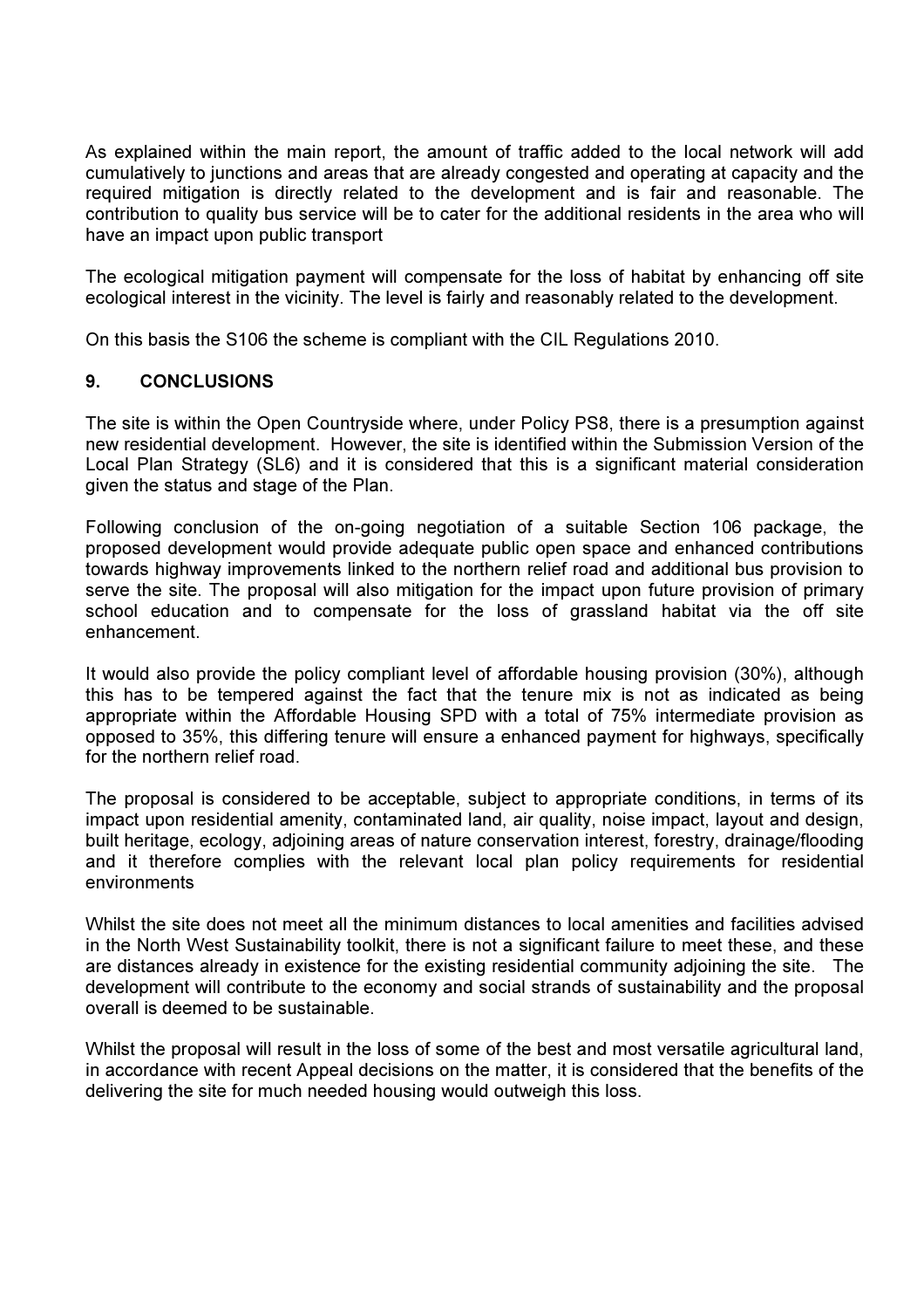As explained within the main report, the amount of traffic added to the local network will add cumulatively to junctions and areas that are already congested and operating at capacity and the required mitigation is directly related to the development and is fair and reasonable. The contribution to quality bus service will be to cater for the additional residents in the area who will have an impact upon public transport

The ecological mitigation payment will compensate for the loss of habitat by enhancing off site ecological interest in the vicinity. The level is fairly and reasonably related to the development.

On this basis the S106 the scheme is compliant with the CIL Regulations 2010.

## 9. CONCLUSIONS

The site is within the Open Countryside where, under Policy PS8, there is a presumption against new residential development. However, the site is identified within the Submission Version of the Local Plan Strategy (SL6) and it is considered that this is a significant material consideration given the status and stage of the Plan.

Following conclusion of the on-going negotiation of a suitable Section 106 package, the proposed development would provide adequate public open space and enhanced contributions towards highway improvements linked to the northern relief road and additional bus provision to serve the site. The proposal will also mitigation for the impact upon future provision of primary school education and to compensate for the loss of grassland habitat via the off site enhancement.

It would also provide the policy compliant level of affordable housing provision (30%), although this has to be tempered against the fact that the tenure mix is not as indicated as being appropriate within the Affordable Housing SPD with a total of 75% intermediate provision as opposed to 35%, this differing tenure will ensure a enhanced payment for highways, specifically for the northern relief road.

The proposal is considered to be acceptable, subject to appropriate conditions, in terms of its impact upon residential amenity, contaminated land, air quality, noise impact, layout and design, built heritage, ecology, adjoining areas of nature conservation interest, forestry, drainage/flooding and it therefore complies with the relevant local plan policy requirements for residential environments

Whilst the site does not meet all the minimum distances to local amenities and facilities advised in the North West Sustainability toolkit, there is not a significant failure to meet these, and these are distances already in existence for the existing residential community adjoining the site. The development will contribute to the economy and social strands of sustainability and the proposal overall is deemed to be sustainable.

Whilst the proposal will result in the loss of some of the best and most versatile agricultural land, in accordance with recent Appeal decisions on the matter, it is considered that the benefits of the delivering the site for much needed housing would outweigh this loss.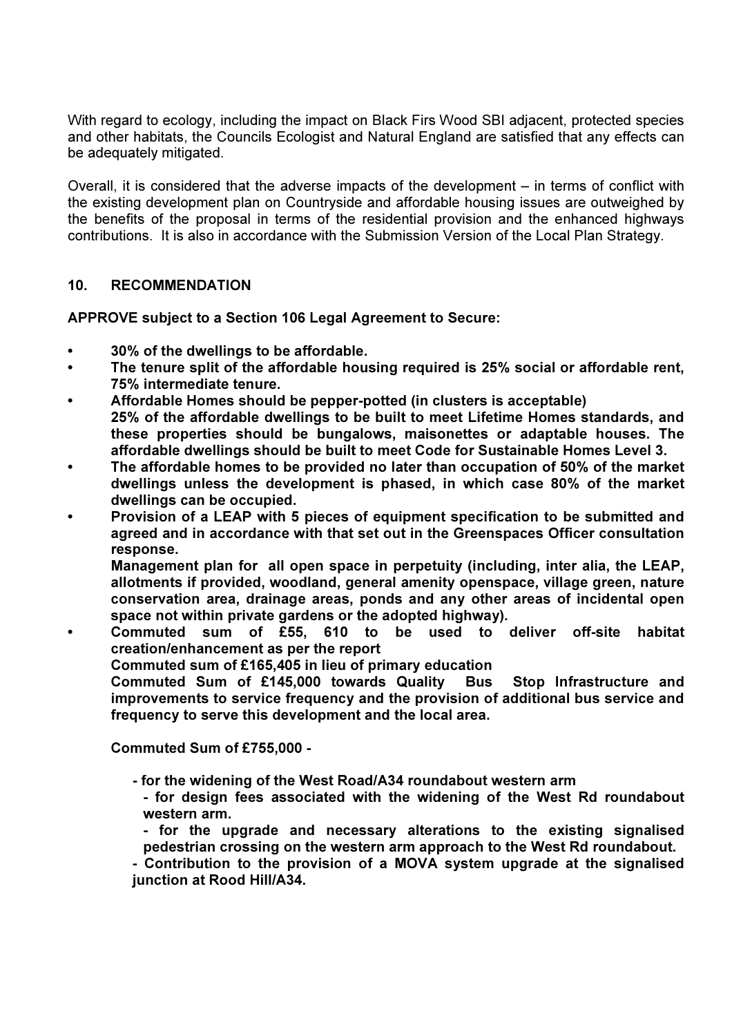With regard to ecology, including the impact on Black Firs Wood SBI adjacent, protected species and other habitats, the Councils Ecologist and Natural England are satisfied that any effects can be adequately mitigated.

Overall, it is considered that the adverse impacts of the development – in terms of conflict with the existing development plan on Countryside and affordable housing issues are outweighed by the benefits of the proposal in terms of the residential provision and the enhanced highways contributions. It is also in accordance with the Submission Version of the Local Plan Strategy.

## 10. RECOMMENDATION

**APPROVE subject to a Section 106 Legal Agreement to Secure:**

- **30% of the dwellings to be affordable.**
- **The tenure split of the affordable housing required is 25% social or affordable rent, 75% intermediate tenure.**
- **Affordable Homes should be pepper-potted (in clusters is acceptable)**
  **25% of the affordable dwellings to be built to meet Lifetime Homes standards, and these properties should be bungalows, maisonettes or adaptable houses. The affordable dwellings should be built to meet Code for Sustainable Homes Level 3.**
- **The affordable homes to be provided no later than occupation of 50% of the market dwellings unless the development is phased, in which case 80% of the market dwellings can be occupied.**
- **Provision of a LEAP with 5 pieces of equipment specification to be submitted and agreed and in accordance with that set out in the Greenspaces Officer consultation response.**
  **Management plan for all open space in perpetuity (including, inter alia, the LEAP, allotments if provided, woodland, general amenity openspace, village green, nature conservation area, drainage areas, ponds and any other areas of incidental open space not within private gardens or the adopted highway).**
- **Commuted sum of £55, 610 to be used to deliver off-site habitat creation/enhancement as per the report**
  **Commuted sum of £165,405 in lieu of primary education**
  **Commuted Sum of £145,000 towards Quality Bus Stop Infrastructure and improvements to service frequency and the provision of additional bus service and frequency to serve this development and the local area.**

  **Commuted Sum of £755,000 -**

  - **for the widening of the West Road/A34 roundabout western arm**
  - **for design fees associated with the widening of the West Rd roundabout western arm.**
  - **for the upgrade and necessary alterations to the existing signalised pedestrian crossing on the western arm approach to the West Rd roundabout.**
  - **Contribution to the provision of a MOVA system upgrade at the signalised junction at Rood Hill/A34.**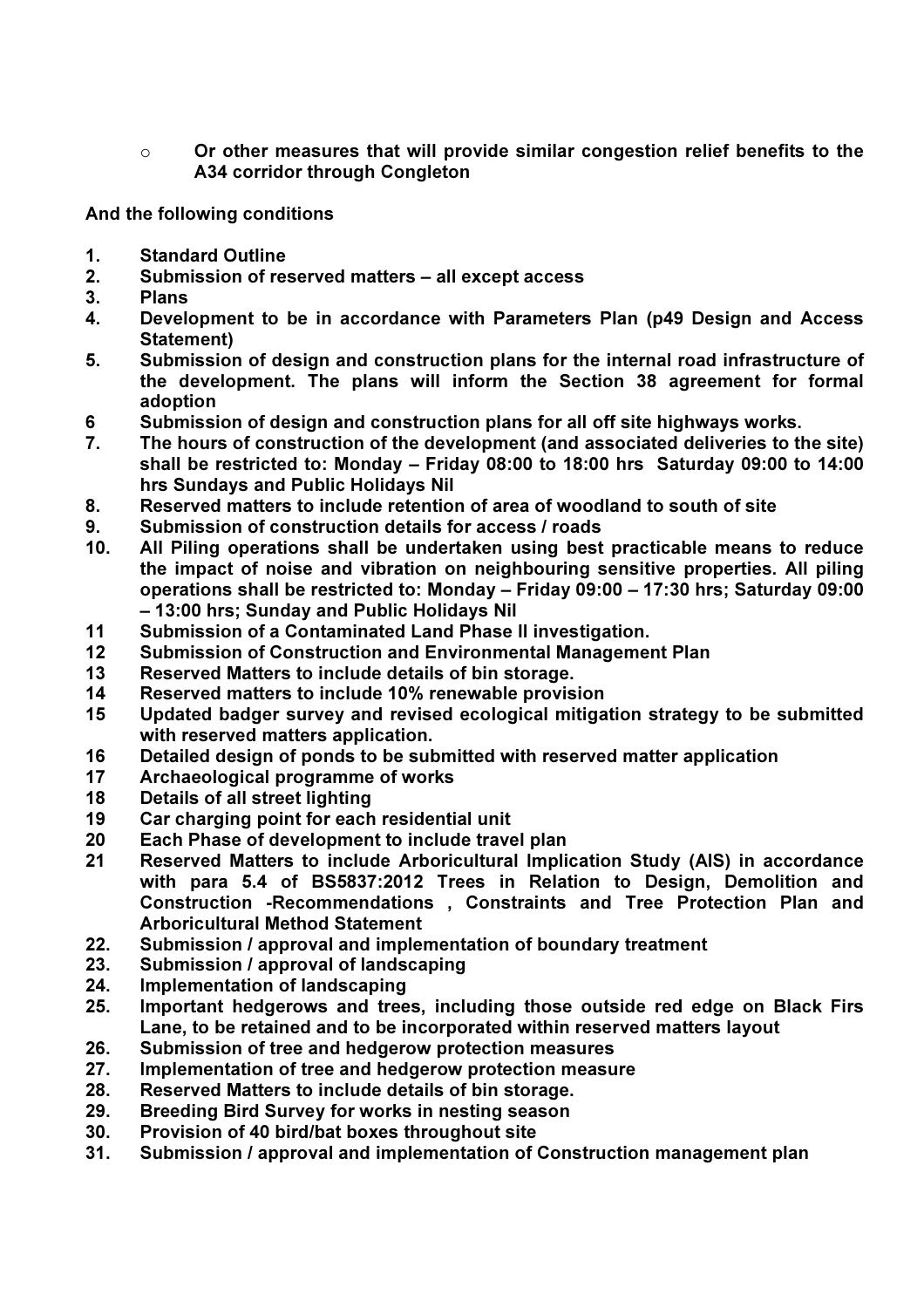- **Or other measures that will provide similar congestion relief benefits to the A34 corridor through Congleton**

**And the following conditions**

1. **Standard Outline**
2. **Submission of reserved matters – all except access**
3. **Plans**
4. **Development to be in accordance with Parameters Plan (p49 Design and Access Statement)**
5. **Submission of design and construction plans for the internal road infrastructure of the development. The plans will inform the Section 38 agreement for formal adoption**
6. **Submission of design and construction plans for all off site highways works.**
7. **The hours of construction of the development (and associated deliveries to the site) shall be restricted to: Monday – Friday 08:00 to 18:00 hrs Saturday 09:00 to 14:00 hrs Sundays and Public Holidays Nil**
8. **Reserved matters to include retention of area of woodland to south of site**
9. **Submission of construction details for access / roads**
10. **All Piling operations shall be undertaken using best practicable means to reduce the impact of noise and vibration on neighbouring sensitive properties. All piling operations shall be restricted to: Monday – Friday 09:00 – 17:30 hrs; Saturday 09:00 – 13:00 hrs; Sunday and Public Holidays Nil**
11. **Submission of a Contaminated Land Phase II investigation.**
12. **Submission of Construction and Environmental Management Plan**
13. **Reserved Matters to include details of bin storage.**
14. **Reserved matters to include 10% renewable provision**
15. **Updated badger survey and revised ecological mitigation strategy to be submitted with reserved matters application.**
16. **Detailed design of ponds to be submitted with reserved matter application**
17. **Archaeological programme of works**
18. **Details of all street lighting**
19. **Car charging point for each residential unit**
20. **Each Phase of development to include travel plan**
21. **Reserved Matters to include Arboricultural Implication Study (AIS) in accordance with para 5.4 of BS5837:2012 Trees in Relation to Design, Demolition and Construction -Recommendations , Constraints and Tree Protection Plan and Arboricultural Method Statement**
22. **Submission / approval and implementation of boundary treatment**
23. **Submission / approval of landscaping**
24. **Implementation of landscaping**
25. **Important hedgerows and trees, including those outside red edge on Black Firs Lane, to be retained and to be incorporated within reserved matters layout**
26. **Submission of tree and hedgerow protection measures**
27. **Implementation of tree and hedgerow protection measure**
28. **Reserved Matters to include details of bin storage.**
29. **Breeding Bird Survey for works in nesting season**
30. **Provision of 40 bird/bat boxes throughout site**
31. **Submission / approval and implementation of Construction management plan**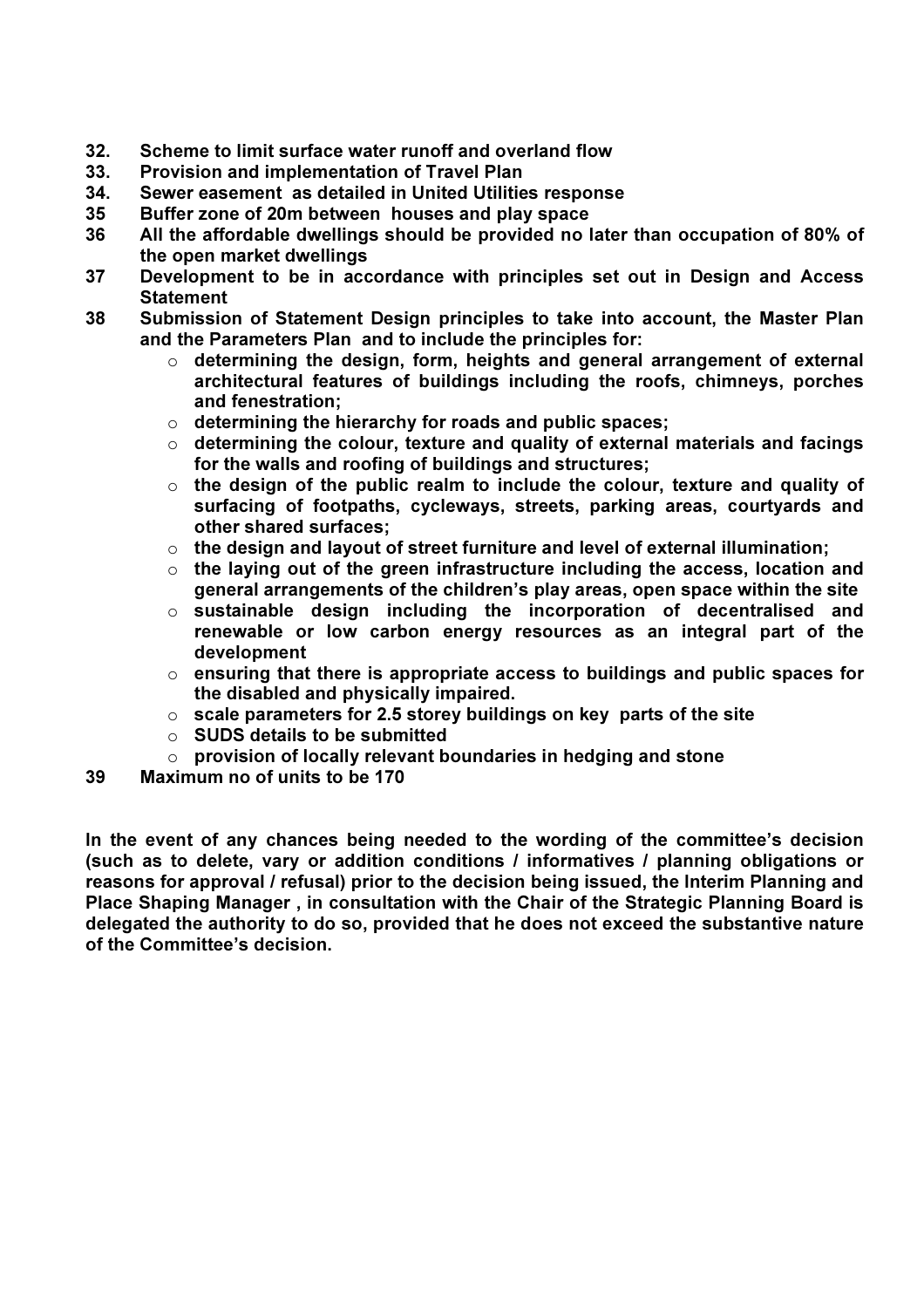**32.** **Scheme to limit surface water runoff and overland flow**
**33.** **Provision and implementation of Travel Plan**
**34.** **Sewer easement as detailed in United Utilities response**
**35** **Buffer zone of 20m between houses and play space**
**36** **All the affordable dwellings should be provided no later than occupation of 80% of the open market dwellings**
**37** **Development to be in accordance with principles set out in Design and Access Statement**
**38** **Submission of Statement Design principles to take into account, the Master Plan and the Parameters Plan and to include the principles for:**

- **determining the design, form, heights and general arrangement of external architectural features of buildings including the roofs, chimneys, porches and fenestration;**
- **determining the hierarchy for roads and public spaces;**
- **determining the colour, texture and quality of external materials and facings for the walls and roofing of buildings and structures;**
- **the design of the public realm to include the colour, texture and quality of surfacing of footpaths, cycleways, streets, parking areas, courtyards and other shared surfaces;**
- **the design and layout of street furniture and level of external illumination;**
- **the laying out of the green infrastructure including the access, location and general arrangements of the children's play areas, open space within the site**
- **sustainable design including the incorporation of decentralised and renewable or low carbon energy resources as an integral part of the development**
- **ensuring that there is appropriate access to buildings and public spaces for the disabled and physically impaired.**
- **scale parameters for 2.5 storey buildings on key parts of the site**
- **SUDS details to be submitted**
- **provision of locally relevant boundaries in hedging and stone**

**39** **Maximum no of units to be 170**

**In the event of any chances being needed to the wording of the committee's decision (such as to delete, vary or addition conditions / informatives / planning obligations or reasons for approval / refusal) prior to the decision being issued, the Interim Planning and Place Shaping Manager , in consultation with the Chair of the Strategic Planning Board is delegated the authority to do so, provided that he does not exceed the substantive nature of the Committee's decision.**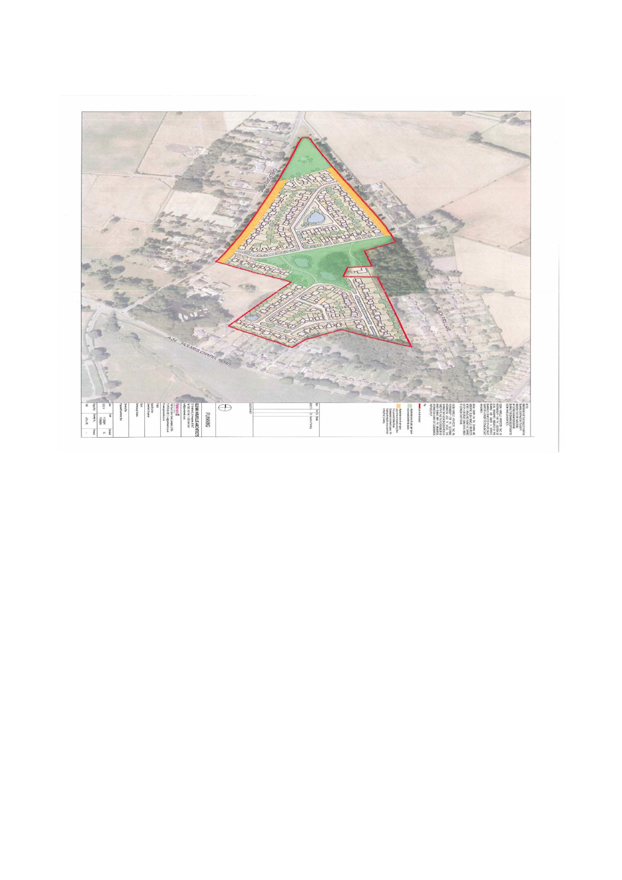BLACK FIRS LANE

A34 - HOLMES CHAPEL ROAD

PLANNING

GLEN HOWELLS ARCHITECTS